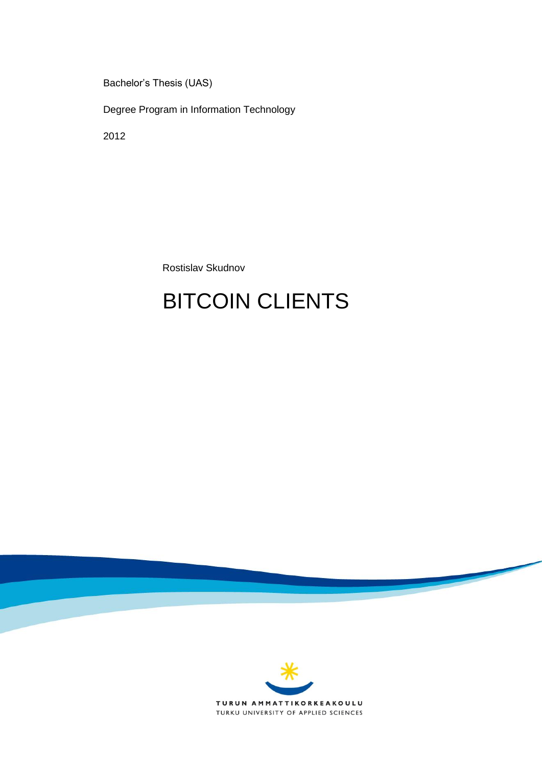Bachelor's Thesis (UAS)

Degree Program in Information Technology

2012

Rostislav Skudnov

# BITCOIN CLIENTS

TURUN AMMATTIKORKEAKOULU

TURKU UNIVERSITY OF APPLIED SCIENCES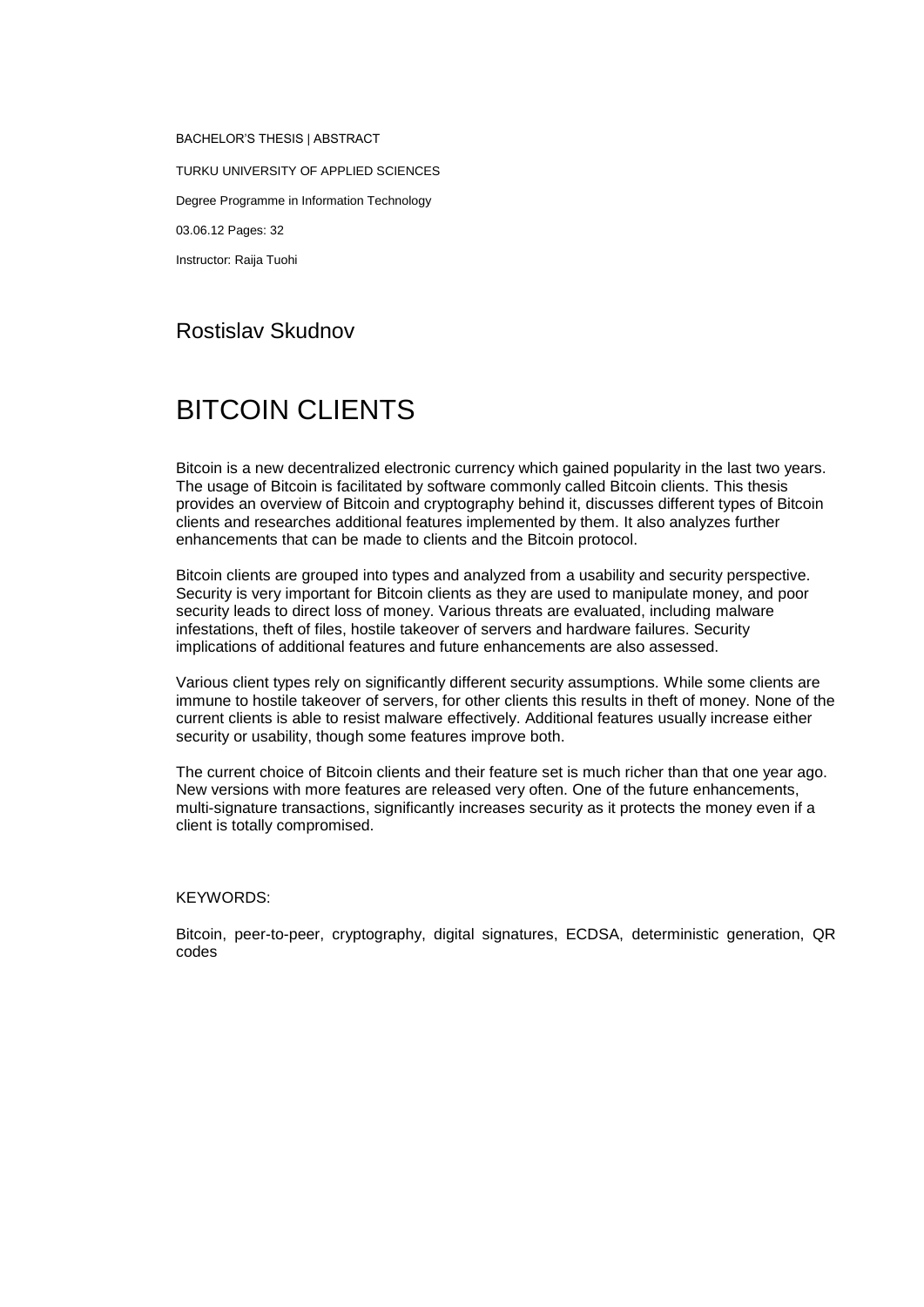BACHELOR'S THESIS | ABSTRACT

TURKU UNIVERSITY OF APPLIED SCIENCES

Degree Programme in Information Technology

03.06.12 Pages: 32

Instructor: Raija Tuohi

## Rostislav Skudnov

# BITCOIN CLIENTS

Bitcoin is a new decentralized electronic currency which gained popularity in the last two years. The usage of Bitcoin is facilitated by software commonly called Bitcoin clients. This thesis provides an overview of Bitcoin and cryptography behind it, discusses different types of Bitcoin clients and researches additional features implemented by them. It also analyzes further enhancements that can be made to clients and the Bitcoin protocol.

Bitcoin clients are grouped into types and analyzed from a usability and security perspective. Security is very important for Bitcoin clients as they are used to manipulate money, and poor security leads to direct loss of money. Various threats are evaluated, including malware infestations, theft of files, hostile takeover of servers and hardware failures. Security implications of additional features and future enhancements are also assessed.

Various client types rely on significantly different security assumptions. While some clients are immune to hostile takeover of servers, for other clients this results in theft of money. None of the current clients is able to resist malware effectively. Additional features usually increase either security or usability, though some features improve both.

The current choice of Bitcoin clients and their feature set is much richer than that one year ago. New versions with more features are released very often. One of the future enhancements, multi-signature transactions, significantly increases security as it protects the money even if a client is totally compromised.

KEYWORDS:

Bitcoin, peer-to-peer, cryptography, digital signatures, ECDSA, deterministic generation, QR codes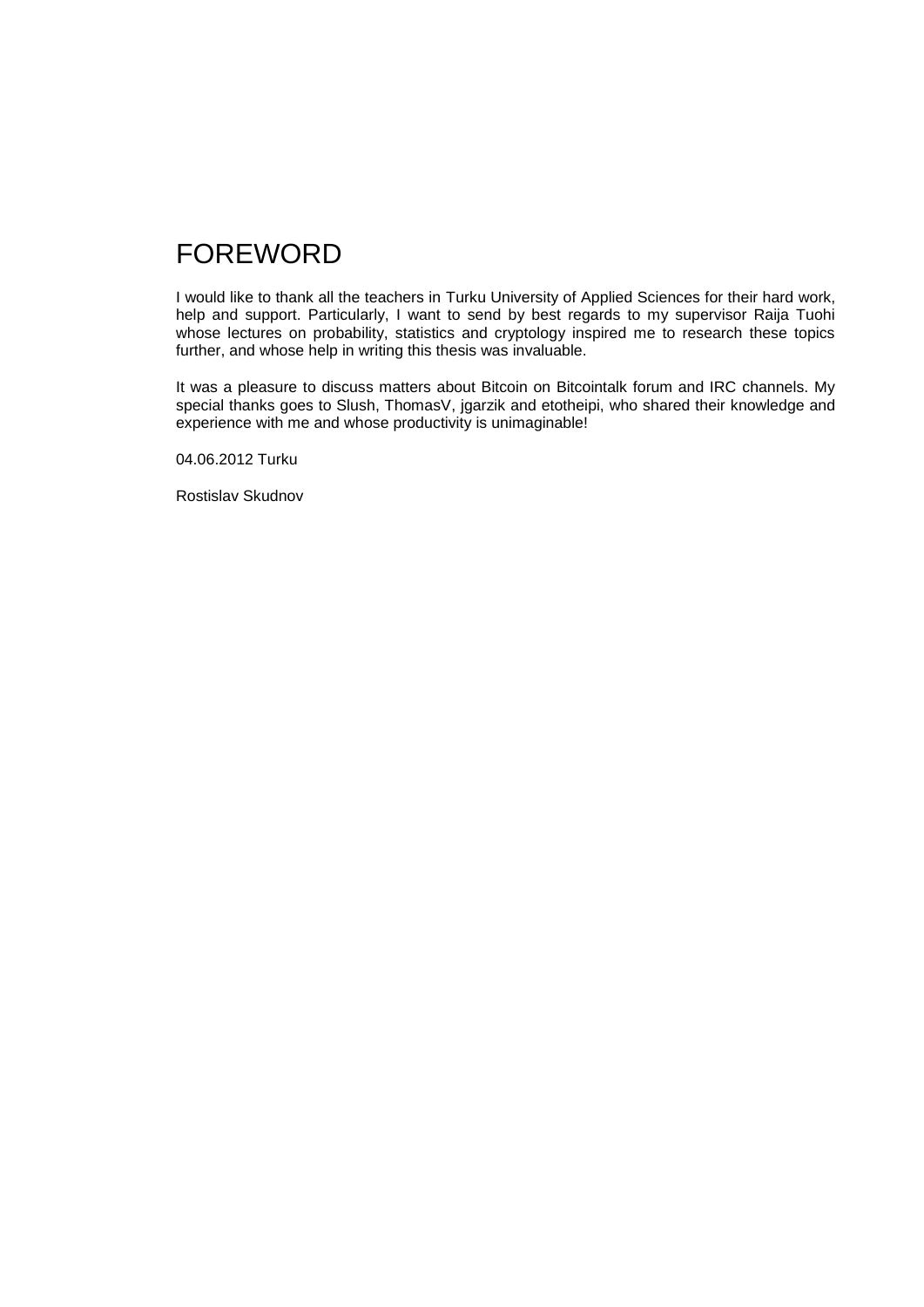# FOREWORD

I would like to thank all the teachers in Turku University of Applied Sciences for their hard work, help and support. Particularly, I want to send by best regards to my supervisor Raija Tuohi whose lectures on probability, statistics and cryptology inspired me to research these topics further, and whose help in writing this thesis was invaluable.

It was a pleasure to discuss matters about Bitcoin on Bitcointalk forum and IRC channels. My special thanks goes to Slush, ThomasV, jgarzik and etotheipi, who shared their knowledge and experience with me and whose productivity is unimaginable!

04.06.2012 Turku

Rostislav Skudnov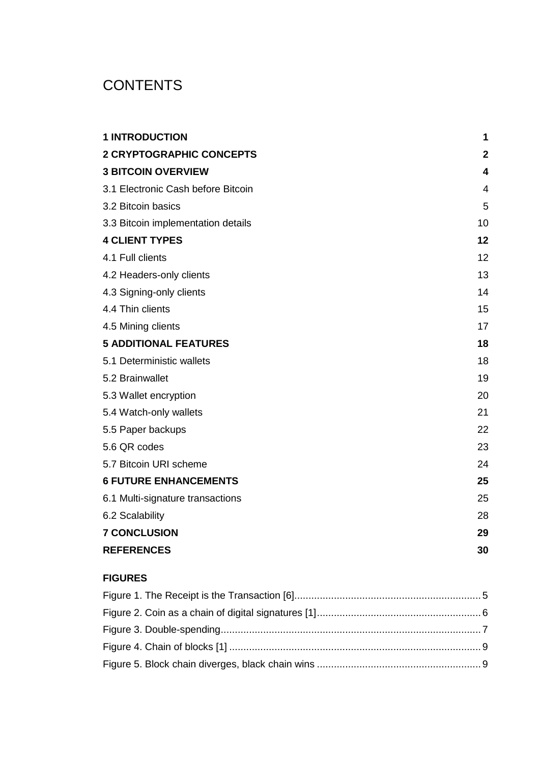# CONTENTS

| | |
|---|---|
| **1 INTRODUCTION** | **1** |
| **2 CRYPTOGRAPHIC CONCEPTS** | **2** |
| **3 BITCOIN OVERVIEW** | **4** |
| 3.1 Electronic Cash before Bitcoin | 4 |
| 3.2 Bitcoin basics | 5 |
| 3.3 Bitcoin implementation details | 10 |
| **4 CLIENT TYPES** | **12** |
| 4.1 Full clients | 12 |
| 4.2 Headers-only clients | 13 |
| 4.3 Signing-only clients | 14 |
| 4.4 Thin clients | 15 |
| 4.5 Mining clients | 17 |
| **5 ADDITIONAL FEATURES** | **18** |
| 5.1 Deterministic wallets | 18 |
| 5.2 Brainwallet | 19 |
| 5.3 Wallet encryption | 20 |
| 5.4 Watch-only wallets | 21 |
| 5.5 Paper backups | 22 |
| 5.6 QR codes | 23 |
| 5.7 Bitcoin URI scheme | 24 |
| **6 FUTURE ENHANCEMENTS** | **25** |
| 6.1 Multi-signature transactions | 25 |
| 6.2 Scalability | 28 |
| **7 CONCLUSION** | **29** |
| **REFERENCES** | **30** |

**FIGURES**

| | |
|---|---|
| Figure 1. The Receipt is the Transaction [6] | 5 |
| Figure 2. Coin as a chain of digital signatures [1] | 6 |
| Figure 3. Double-spending | 7 |
| Figure 4. Chain of blocks [1] | 9 |
| Figure 5. Block chain diverges, black chain wins | 9 |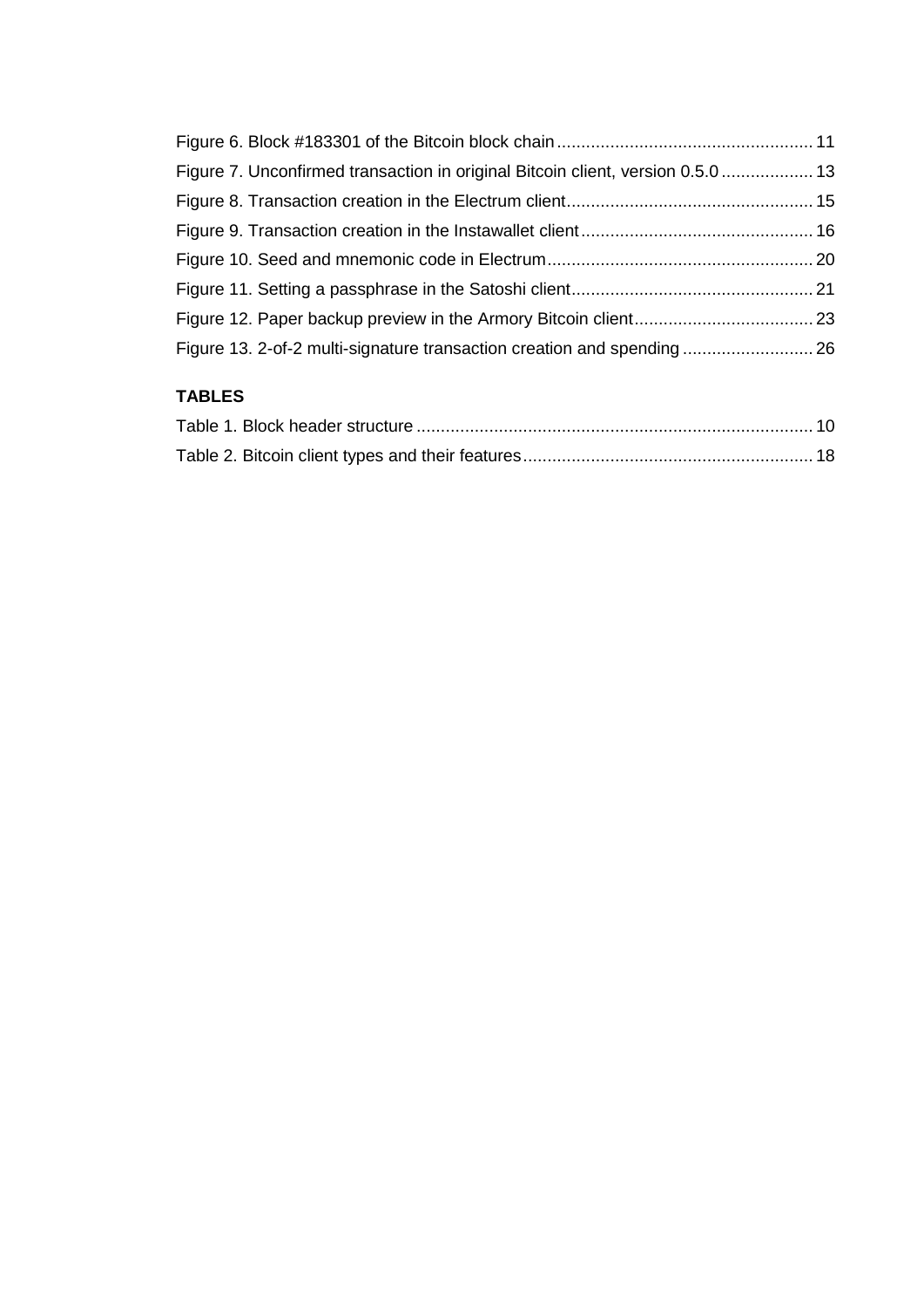Figure 6. Block #183301 of the Bitcoin block chain ..................................................... 11

Figure 7. Unconfirmed transaction in original Bitcoin client, version 0.5.0 ................... 13

Figure 8. Transaction creation in the Electrum client................................................... 15

Figure 9. Transaction creation in the Instawallet client ................................................ 16

Figure 10. Seed and mnemonic code in Electrum....................................................... 20

Figure 11. Setting a passphrase in the Satoshi client.................................................. 21

Figure 12. Paper backup preview in the Armory Bitcoin client..................................... 23

Figure 13. 2-of-2 multi-signature transaction creation and spending ........................... 26

**TABLES**

Table 1. Block header structure .................................................................................. 10

Table 2. Bitcoin client types and their features ............................................................ 18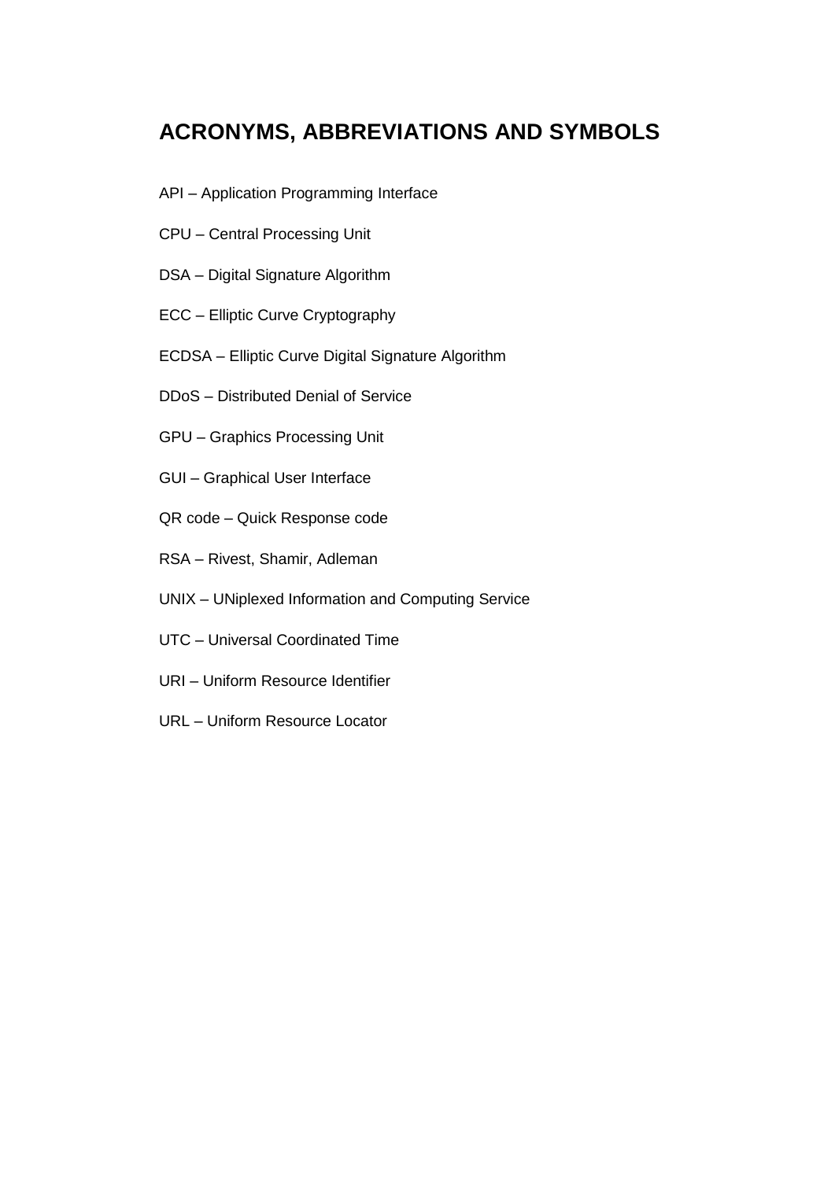# ACRONYMS, ABBREVIATIONS AND SYMBOLS

API – Application Programming Interface

CPU – Central Processing Unit

DSA – Digital Signature Algorithm

ECC – Elliptic Curve Cryptography

ECDSA – Elliptic Curve Digital Signature Algorithm

DDoS – Distributed Denial of Service

GPU – Graphics Processing Unit

GUI – Graphical User Interface

QR code – Quick Response code

RSA – Rivest, Shamir, Adleman

UNIX – UNiplexed Information and Computing Service

UTC – Universal Coordinated Time

URI – Uniform Resource Identifier

URL – Uniform Resource Locator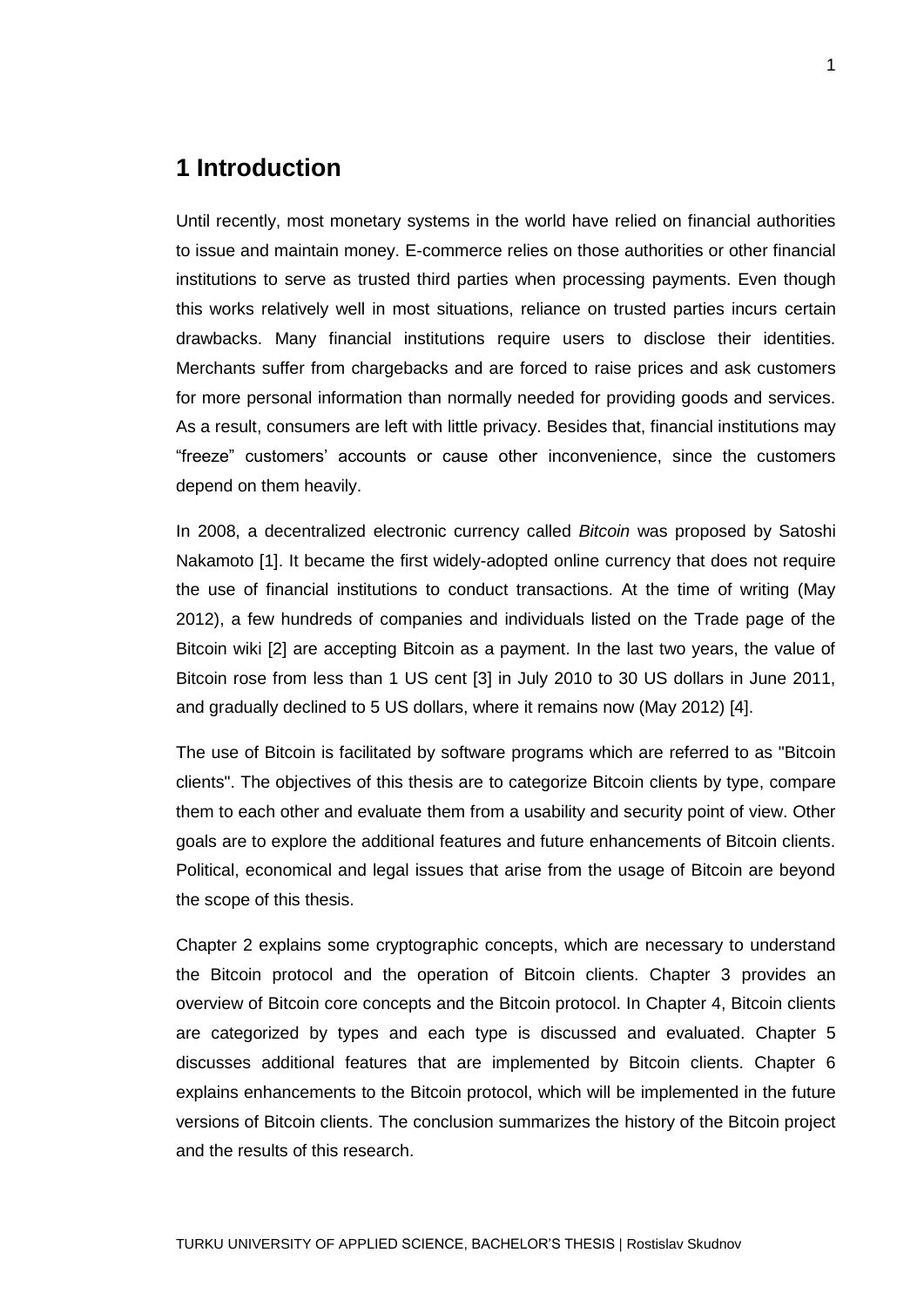# 1 Introduction

Until recently, most monetary systems in the world have relied on financial authorities to issue and maintain money. E-commerce relies on those authorities or other financial institutions to serve as trusted third parties when processing payments. Even though this works relatively well in most situations, reliance on trusted parties incurs certain drawbacks. Many financial institutions require users to disclose their identities. Merchants suffer from chargebacks and are forced to raise prices and ask customers for more personal information than normally needed for providing goods and services. As a result, consumers are left with little privacy. Besides that, financial institutions may "freeze" customers' accounts or cause other inconvenience, since the customers depend on them heavily.

In 2008, a decentralized electronic currency called *Bitcoin* was proposed by Satoshi Nakamoto [1]. It became the first widely-adopted online currency that does not require the use of financial institutions to conduct transactions. At the time of writing (May 2012), a few hundreds of companies and individuals listed on the Trade page of the Bitcoin wiki [2] are accepting Bitcoin as a payment. In the last two years, the value of Bitcoin rose from less than 1 US cent [3] in July 2010 to 30 US dollars in June 2011, and gradually declined to 5 US dollars, where it remains now (May 2012) [4].

The use of Bitcoin is facilitated by software programs which are referred to as "Bitcoin clients". The objectives of this thesis are to categorize Bitcoin clients by type, compare them to each other and evaluate them from a usability and security point of view. Other goals are to explore the additional features and future enhancements of Bitcoin clients. Political, economical and legal issues that arise from the usage of Bitcoin are beyond the scope of this thesis.

Chapter 2 explains some cryptographic concepts, which are necessary to understand the Bitcoin protocol and the operation of Bitcoin clients. Chapter 3 provides an overview of Bitcoin core concepts and the Bitcoin protocol. In Chapter 4, Bitcoin clients are categorized by types and each type is discussed and evaluated. Chapter 5 discusses additional features that are implemented by Bitcoin clients. Chapter 6 explains enhancements to the Bitcoin protocol, which will be implemented in the future versions of Bitcoin clients. The conclusion summarizes the history of the Bitcoin project and the results of this research.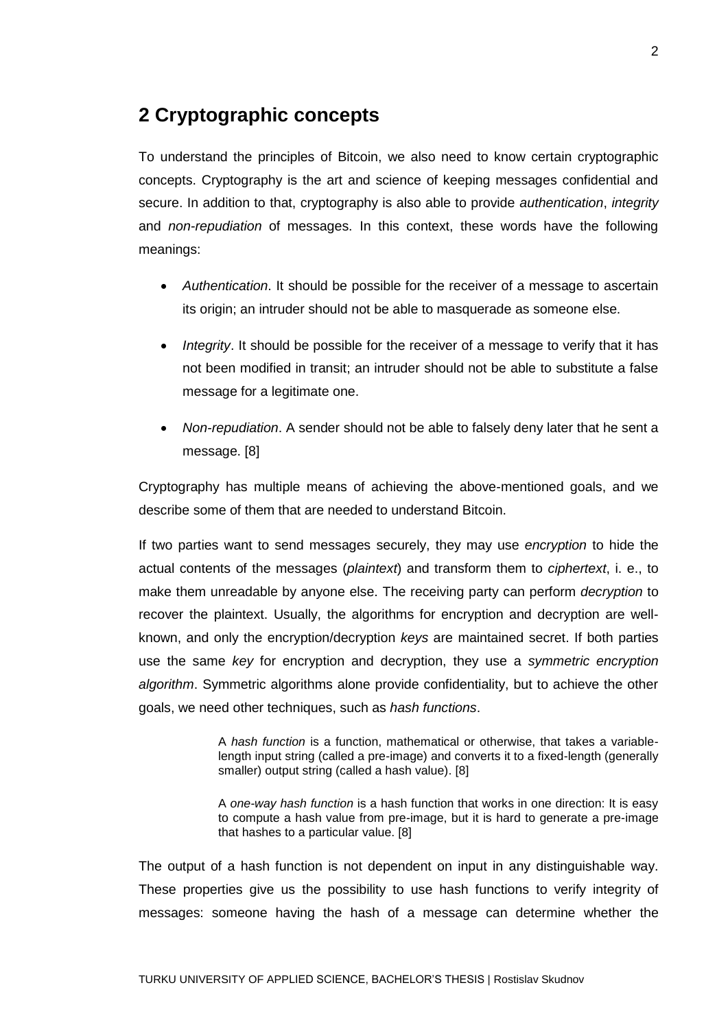## 2 Cryptographic concepts

To understand the principles of Bitcoin, we also need to know certain cryptographic concepts. Cryptography is the art and science of keeping messages confidential and secure. In addition to that, cryptography is also able to provide *authentication*, *integrity* and *non-repudiation* of messages. In this context, these words have the following meanings:

- *Authentication*. It should be possible for the receiver of a message to ascertain its origin; an intruder should not be able to masquerade as someone else.
- *Integrity*. It should be possible for the receiver of a message to verify that it has not been modified in transit; an intruder should not be able to substitute a false message for a legitimate one.
- *Non-repudiation*. A sender should not be able to falsely deny later that he sent a message. [8]

Cryptography has multiple means of achieving the above-mentioned goals, and we describe some of them that are needed to understand Bitcoin.

If two parties want to send messages securely, they may use *encryption* to hide the actual contents of the messages (*plaintext*) and transform them to *ciphertext*, i. e., to make them unreadable by anyone else. The receiving party can perform *decryption* to recover the plaintext. Usually, the algorithms for encryption and decryption are well-known, and only the encryption/decryption *keys* are maintained secret. If both parties use the same *key* for encryption and decryption, they use a *symmetric encryption algorithm*. Symmetric algorithms alone provide confidentiality, but to achieve the other goals, we need other techniques, such as *hash functions*.

> A *hash function* is a function, mathematical or otherwise, that takes a variable-length input string (called a pre-image) and converts it to a fixed-length (generally smaller) output string (called a hash value). [8]

> A *one-way hash function* is a hash function that works in one direction: It is easy to compute a hash value from pre-image, but it is hard to generate a pre-image that hashes to a particular value. [8]

The output of a hash function is not dependent on input in any distinguishable way. These properties give us the possibility to use hash functions to verify integrity of messages: someone having the hash of a message can determine whether the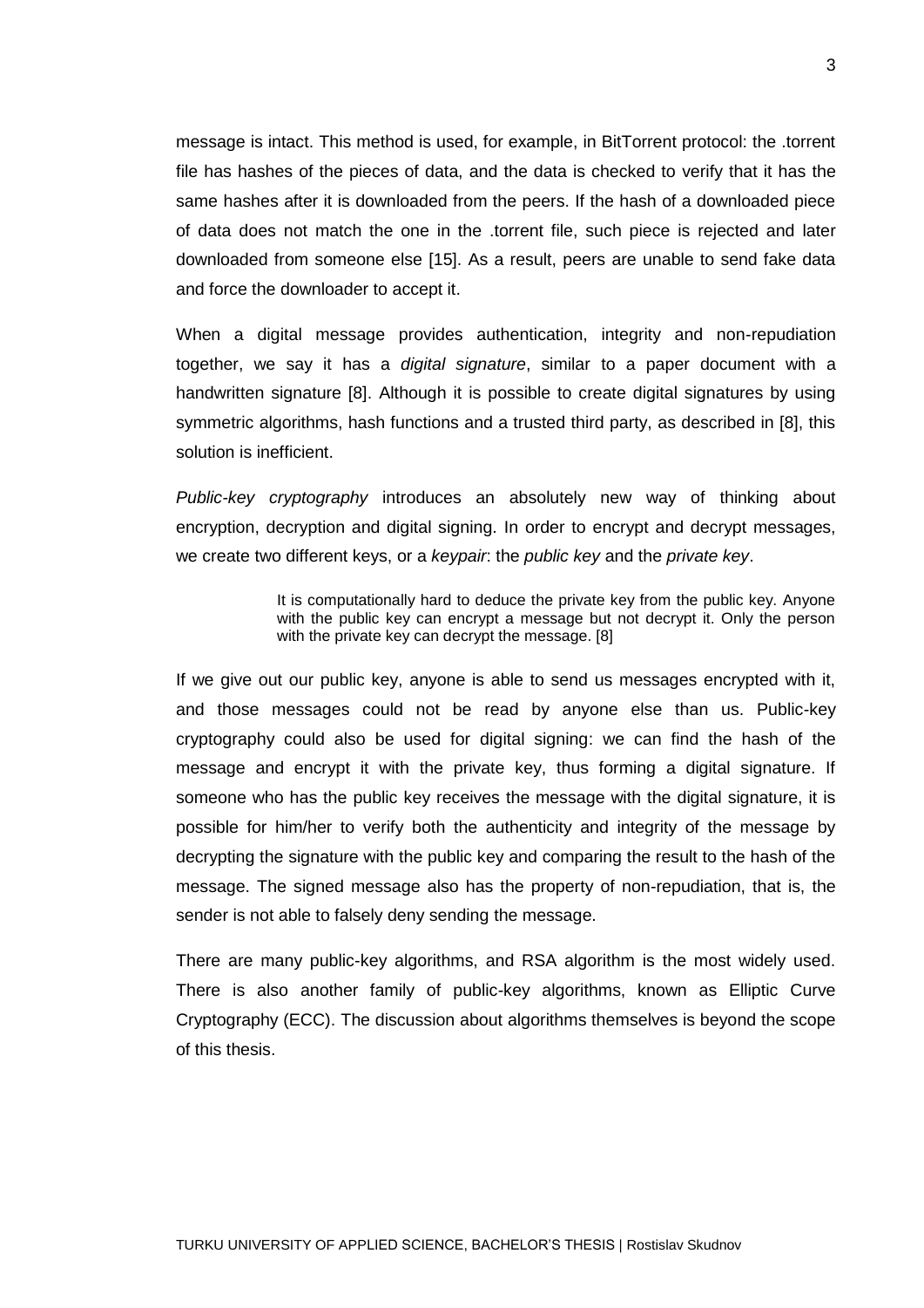message is intact. This method is used, for example, in BitTorrent protocol: the .torrent file has hashes of the pieces of data, and the data is checked to verify that it has the same hashes after it is downloaded from the peers. If the hash of a downloaded piece of data does not match the one in the .torrent file, such piece is rejected and later downloaded from someone else [15]. As a result, peers are unable to send fake data and force the downloader to accept it.

When a digital message provides authentication, integrity and non-repudiation together, we say it has a *digital signature*, similar to a paper document with a handwritten signature [8]. Although it is possible to create digital signatures by using symmetric algorithms, hash functions and a trusted third party, as described in [8], this solution is inefficient.

*Public-key cryptography* introduces an absolutely new way of thinking about encryption, decryption and digital signing. In order to encrypt and decrypt messages, we create two different keys, or a *keypair*: the *public key* and the *private key*.

> It is computationally hard to deduce the private key from the public key. Anyone with the public key can encrypt a message but not decrypt it. Only the person with the private key can decrypt the message. [8]

If we give out our public key, anyone is able to send us messages encrypted with it, and those messages could not be read by anyone else than us. Public-key cryptography could also be used for digital signing: we can find the hash of the message and encrypt it with the private key, thus forming a digital signature. If someone who has the public key receives the message with the digital signature, it is possible for him/her to verify both the authenticity and integrity of the message by decrypting the signature with the public key and comparing the result to the hash of the message. The signed message also has the property of non-repudiation, that is, the sender is not able to falsely deny sending the message.

There are many public-key algorithms, and RSA algorithm is the most widely used. There is also another family of public-key algorithms, known as Elliptic Curve Cryptography (ECC). The discussion about algorithms themselves is beyond the scope of this thesis.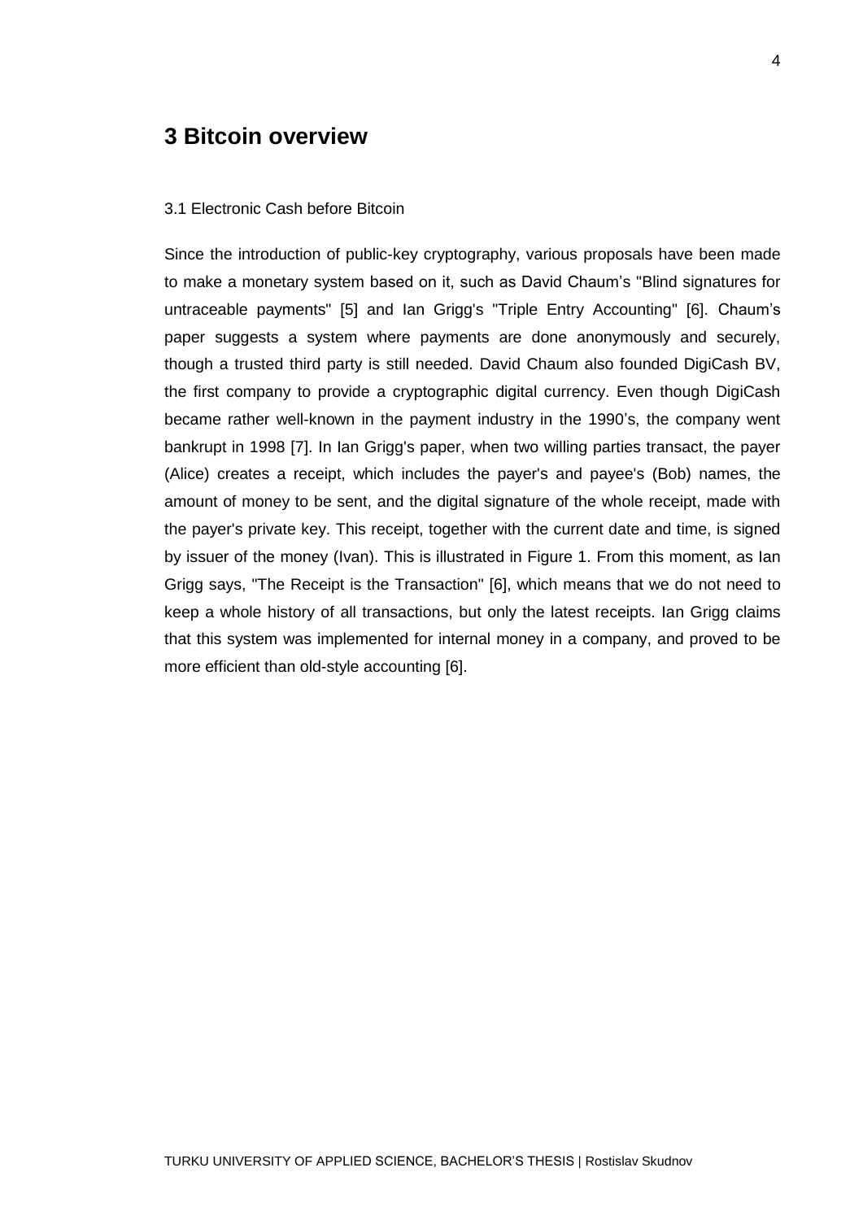# 3 Bitcoin overview

3.1 Electronic Cash before Bitcoin

Since the introduction of public-key cryptography, various proposals have been made to make a monetary system based on it, such as David Chaum's "Blind signatures for untraceable payments" [5] and Ian Grigg's "Triple Entry Accounting" [6]. Chaum's paper suggests a system where payments are done anonymously and securely, though a trusted third party is still needed. David Chaum also founded DigiCash BV, the first company to provide a cryptographic digital currency. Even though DigiCash became rather well-known in the payment industry in the 1990's, the company went bankrupt in 1998 [7]. In Ian Grigg's paper, when two willing parties transact, the payer (Alice) creates a receipt, which includes the payer's and payee's (Bob) names, the amount of money to be sent, and the digital signature of the whole receipt, made with the payer's private key. This receipt, together with the current date and time, is signed by issuer of the money (Ivan). This is illustrated in Figure 1. From this moment, as Ian Grigg says, "The Receipt is the Transaction" [6], which means that we do not need to keep a whole history of all transactions, but only the latest receipts. Ian Grigg claims that this system was implemented for internal money in a company, and proved to be more efficient than old-style accounting [6].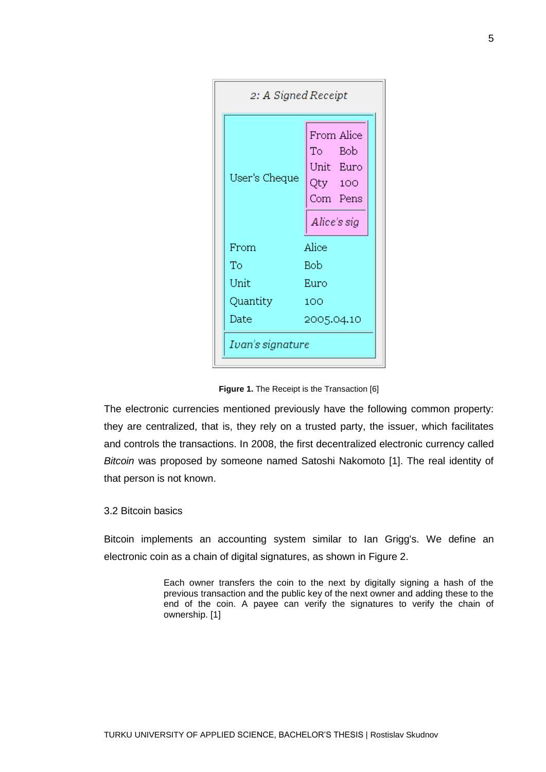**2: A Signed Receipt**

| | |
|---|---|
| User's Cheque | From Alice<br>To Bob<br>Unit Euro<br>Qty 100<br>Com Pens<br>*Alice's sig* |
| From | Alice |
| To | Bob |
| Unit | Euro |
| Quantity | 100 |
| Date | 2005.04.10 |
| *Ivan's signature* | |

**Figure 1.** The Receipt is the Transaction [6]

The electronic currencies mentioned previously have the following common property: they are centralized, that is, they rely on a trusted party, the issuer, which facilitates and controls the transactions. In 2008, the first decentralized electronic currency called *Bitcoin* was proposed by someone named Satoshi Nakomoto [1]. The real identity of that person is not known.

### 3.2 Bitcoin basics

Bitcoin implements an accounting system similar to Ian Grigg's. We define an electronic coin as a chain of digital signatures, as shown in Figure 2.

> Each owner transfers the coin to the next by digitally signing a hash of the previous transaction and the public key of the next owner and adding these to the end of the coin. A payee can verify the signatures to verify the chain of ownership. [1]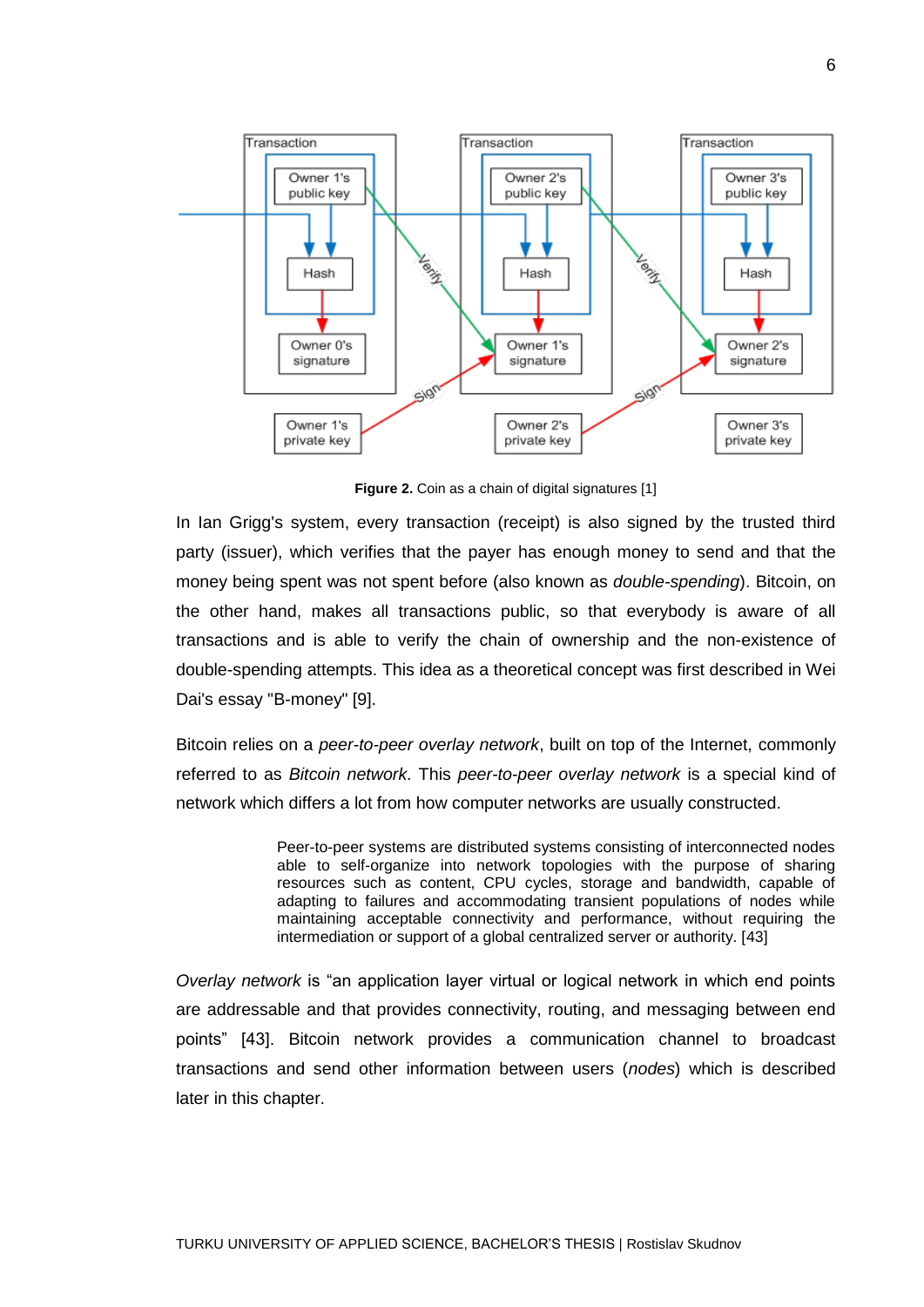**Figure 2.** Coin as a chain of digital signatures [1]

In Ian Grigg's system, every transaction (receipt) is also signed by the trusted third party (issuer), which verifies that the payer has enough money to send and that the money being spent was not spent before (also known as *double-spending*). Bitcoin, on the other hand, makes all transactions public, so that everybody is aware of all transactions and is able to verify the chain of ownership and the non-existence of double-spending attempts. This idea as a theoretical concept was first described in Wei Dai's essay "B-money" [9].

Bitcoin relies on a *peer-to-peer overlay network*, built on top of the Internet, commonly referred to as *Bitcoin network*. This *peer-to-peer overlay network* is a special kind of network which differs a lot from how computer networks are usually constructed.

> Peer-to-peer systems are distributed systems consisting of interconnected nodes able to self-organize into network topologies with the purpose of sharing resources such as content, CPU cycles, storage and bandwidth, capable of adapting to failures and accommodating transient populations of nodes while maintaining acceptable connectivity and performance, without requiring the intermediation or support of a global centralized server or authority. [43]

*Overlay network* is "an application layer virtual or logical network in which end points are addressable and that provides connectivity, routing, and messaging between end points" [43]. Bitcoin network provides a communication channel to broadcast transactions and send other information between users (*nodes*) which is described later in this chapter.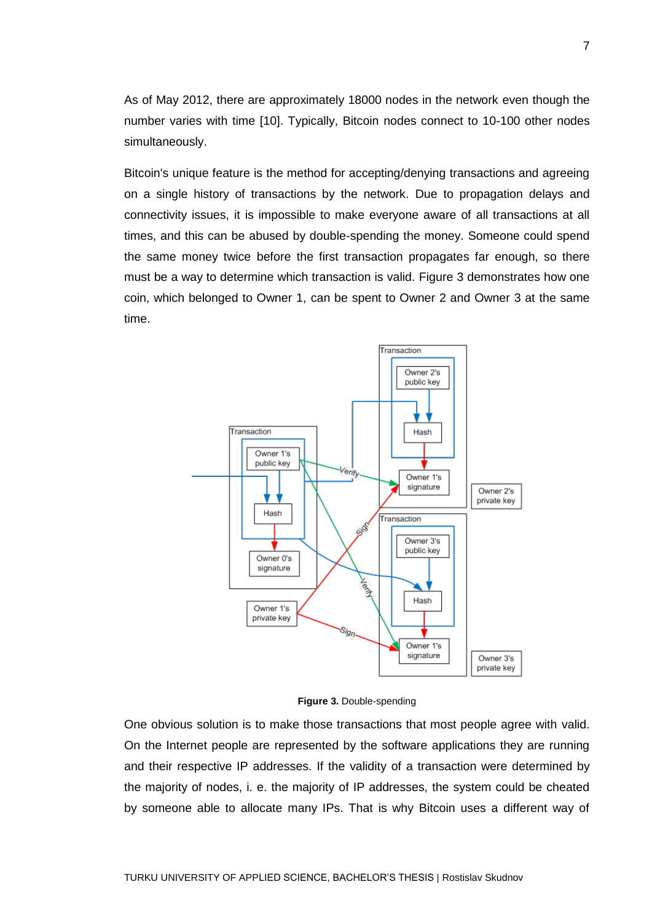As of May 2012, there are approximately 18000 nodes in the network even though the number varies with time [10]. Typically, Bitcoin nodes connect to 10-100 other nodes simultaneously.

Bitcoin's unique feature is the method for accepting/denying transactions and agreeing on a single history of transactions by the network. Due to propagation delays and connectivity issues, it is impossible to make everyone aware of all transactions at all times, and this can be abused by double-spending the money. Someone could spend the same money twice before the first transaction propagates far enough, so there must be a way to determine which transaction is valid. Figure 3 demonstrates how one coin, which belonged to Owner 1, can be spent to Owner 2 and Owner 3 at the same time.

**Figure 3.** Double-spending

One obvious solution is to make those transactions that most people agree with valid. On the Internet people are represented by the software applications they are running and their respective IP addresses. If the validity of a transaction were determined by the majority of nodes, i. e. the majority of IP addresses, the system could be cheated by someone able to allocate many IPs. That is why Bitcoin uses a different way of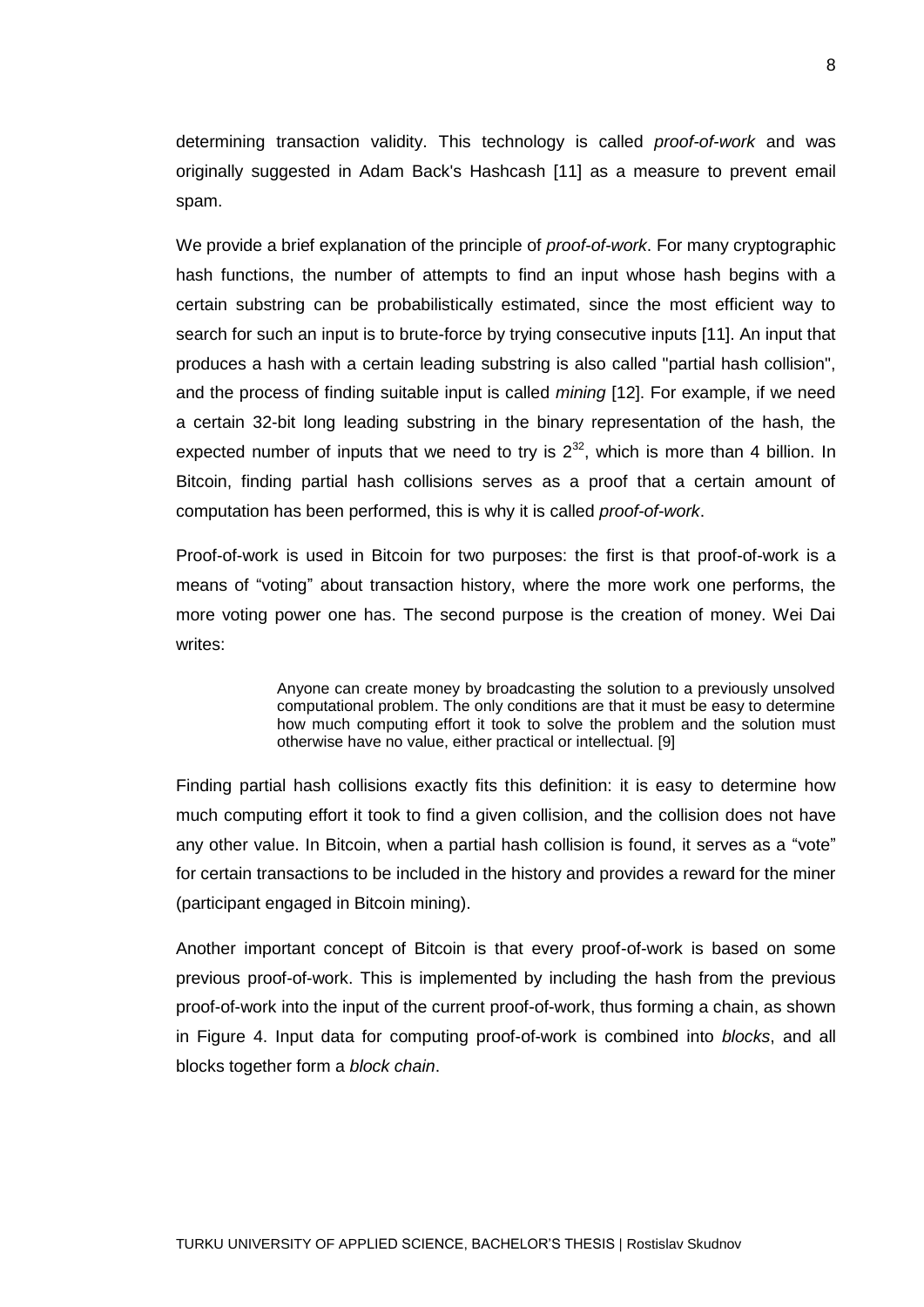determining transaction validity. This technology is called *proof-of-work* and was originally suggested in Adam Back's Hashcash [11] as a measure to prevent email spam.

We provide a brief explanation of the principle of *proof-of-work*. For many cryptographic hash functions, the number of attempts to find an input whose hash begins with a certain substring can be probabilistically estimated, since the most efficient way to search for such an input is to brute-force by trying consecutive inputs [11]. An input that produces a hash with a certain leading substring is also called "partial hash collision", and the process of finding suitable input is called *mining* [12]. For example, if we need a certain 32-bit long leading substring in the binary representation of the hash, the expected number of inputs that we need to try is $2^{32}$, which is more than 4 billion. In Bitcoin, finding partial hash collisions serves as a proof that a certain amount of computation has been performed, this is why it is called *proof-of-work*.

Proof-of-work is used in Bitcoin for two purposes: the first is that proof-of-work is a means of "voting" about transaction history, where the more work one performs, the more voting power one has. The second purpose is the creation of money. Wei Dai writes:

> Anyone can create money by broadcasting the solution to a previously unsolved computational problem. The only conditions are that it must be easy to determine how much computing effort it took to solve the problem and the solution must otherwise have no value, either practical or intellectual. [9]

Finding partial hash collisions exactly fits this definition: it is easy to determine how much computing effort it took to find a given collision, and the collision does not have any other value. In Bitcoin, when a partial hash collision is found, it serves as a "vote" for certain transactions to be included in the history and provides a reward for the miner (participant engaged in Bitcoin mining).

Another important concept of Bitcoin is that every proof-of-work is based on some previous proof-of-work. This is implemented by including the hash from the previous proof-of-work into the input of the current proof-of-work, thus forming a chain, as shown in Figure 4. Input data for computing proof-of-work is combined into *blocks*, and all blocks together form a *block chain*.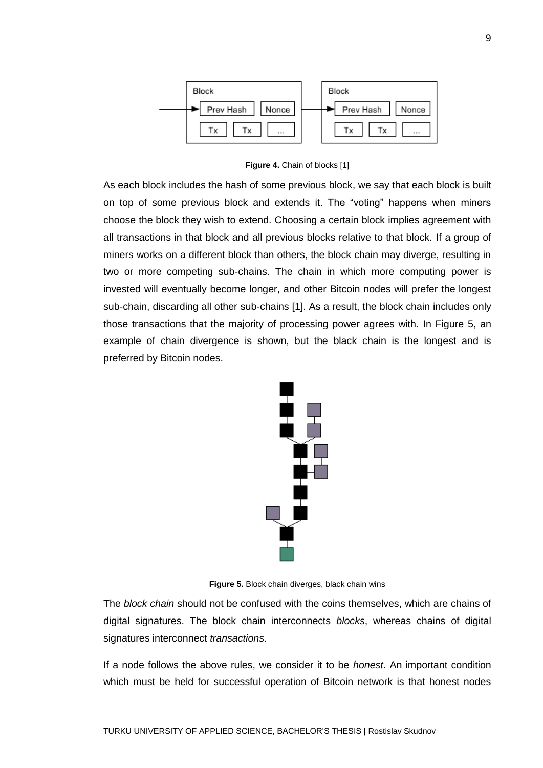**Figure 4.** Chain of blocks [1]

As each block includes the hash of some previous block, we say that each block is built on top of some previous block and extends it. The "voting" happens when miners choose the block they wish to extend. Choosing a certain block implies agreement with all transactions in that block and all previous blocks relative to that block. If a group of miners works on a different block than others, the block chain may diverge, resulting in two or more competing sub-chains. The chain in which more computing power is invested will eventually become longer, and other Bitcoin nodes will prefer the longest sub-chain, discarding all other sub-chains [1]. As a result, the block chain includes only those transactions that the majority of processing power agrees with. In Figure 5, an example of chain divergence is shown, but the black chain is the longest and is preferred by Bitcoin nodes.

**Figure 5.** Block chain diverges, black chain wins

The *block chain* should not be confused with the coins themselves, which are chains of digital signatures. The block chain interconnects *blocks*, whereas chains of digital signatures interconnect *transactions*.

If a node follows the above rules, we consider it to be *honest*. An important condition which must be held for successful operation of Bitcoin network is that honest nodes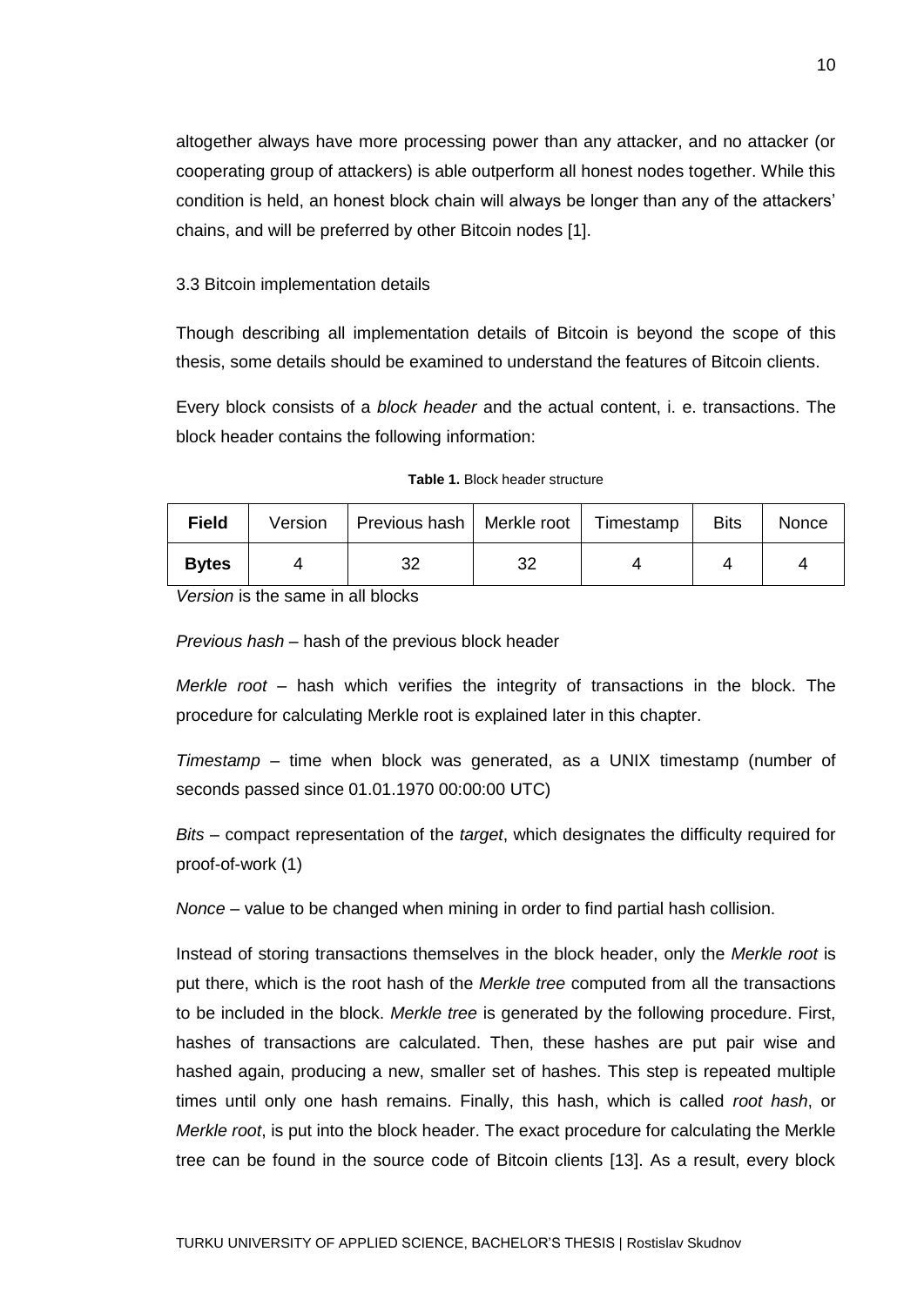altogether always have more processing power than any attacker, and no attacker (or cooperating group of attackers) is able outperform all honest nodes together. While this condition is held, an honest block chain will always be longer than any of the attackers' chains, and will be preferred by other Bitcoin nodes [1].

### 3.3 Bitcoin implementation details

Though describing all implementation details of Bitcoin is beyond the scope of this thesis, some details should be examined to understand the features of Bitcoin clients.

Every block consists of a *block header* and the actual content, i. e. transactions. The block header contains the following information:

**Table 1.** Block header structure

| **Field** | Version | Previous hash | Merkle root | Timestamp | Bits | Nonce |
|---|---|---|---|---|---|---|
| **Bytes** | 4 | 32 | 32 | 4 | 4 | 4 |

*Version* is the same in all blocks

*Previous hash* – hash of the previous block header

*Merkle root* – hash which verifies the integrity of transactions in the block. The procedure for calculating Merkle root is explained later in this chapter.

*Timestamp* – time when block was generated, as a UNIX timestamp (number of seconds passed since 01.01.1970 00:00:00 UTC)

*Bits* – compact representation of the *target*, which designates the difficulty required for proof-of-work (1)

*Nonce* – value to be changed when mining in order to find partial hash collision.

Instead of storing transactions themselves in the block header, only the *Merkle root* is put there, which is the root hash of the *Merkle tree* computed from all the transactions to be included in the block. *Merkle tree* is generated by the following procedure. First, hashes of transactions are calculated. Then, these hashes are put pair wise and hashed again, producing a new, smaller set of hashes. This step is repeated multiple times until only one hash remains. Finally, this hash, which is called *root hash*, or *Merkle root*, is put into the block header. The exact procedure for calculating the Merkle tree can be found in the source code of Bitcoin clients [13]. As a result, every block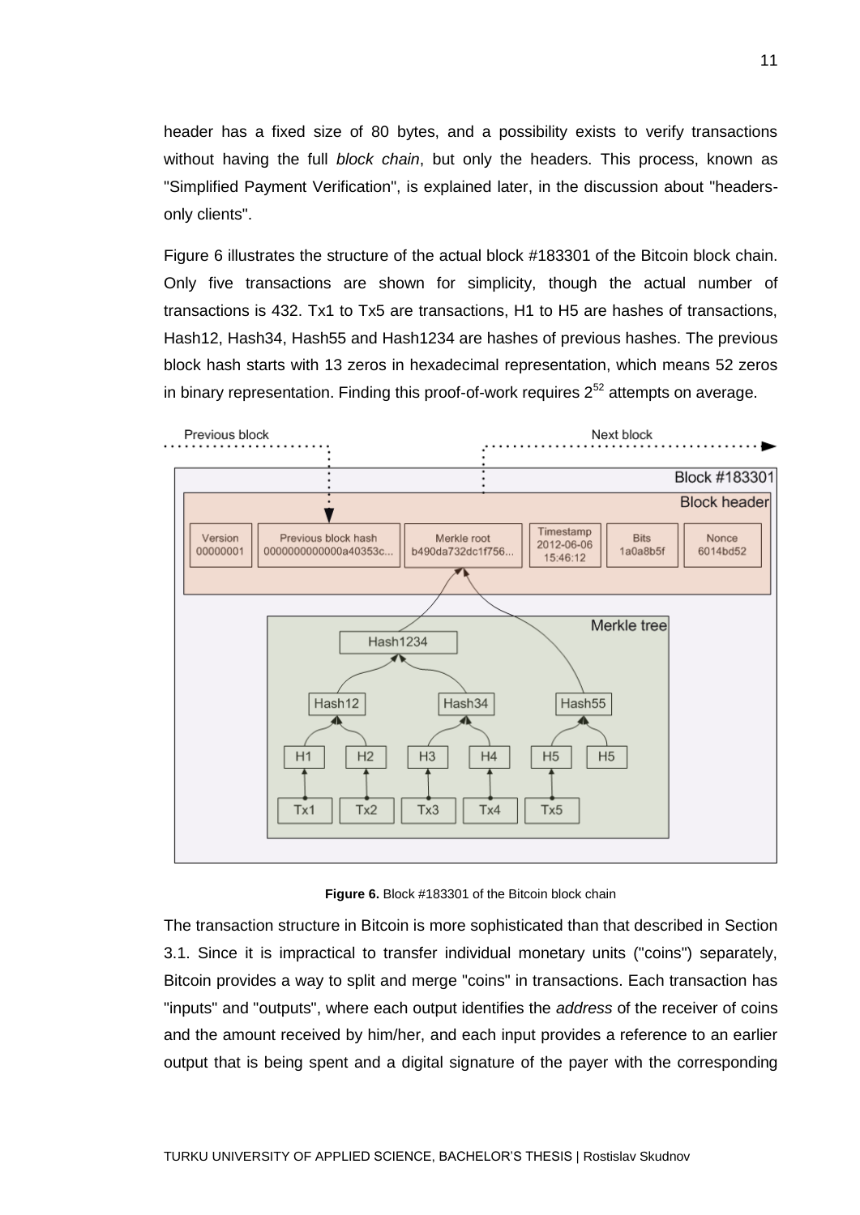header has a fixed size of 80 bytes, and a possibility exists to verify transactions without having the full *block chain*, but only the headers. This process, known as "Simplified Payment Verification", is explained later, in the discussion about "headers-only clients".

Figure 6 illustrates the structure of the actual block #183301 of the Bitcoin block chain. Only five transactions are shown for simplicity, though the actual number of transactions is 432. Tx1 to Tx5 are transactions, H1 to H5 are hashes of transactions, Hash12, Hash34, Hash55 and Hash1234 are hashes of previous hashes. The previous block hash starts with 13 zeros in hexadecimal representation, which means 52 zeros in binary representation. Finding this proof-of-work requires $2^{52}$ attempts on average.

**Figure 6.** Block #183301 of the Bitcoin block chain

The transaction structure in Bitcoin is more sophisticated than that described in Section 3.1. Since it is impractical to transfer individual monetary units ("coins") separately, Bitcoin provides a way to split and merge "coins" in transactions. Each transaction has "inputs" and "outputs", where each output identifies the *address* of the receiver of coins and the amount received by him/her, and each input provides a reference to an earlier output that is being spent and a digital signature of the payer with the corresponding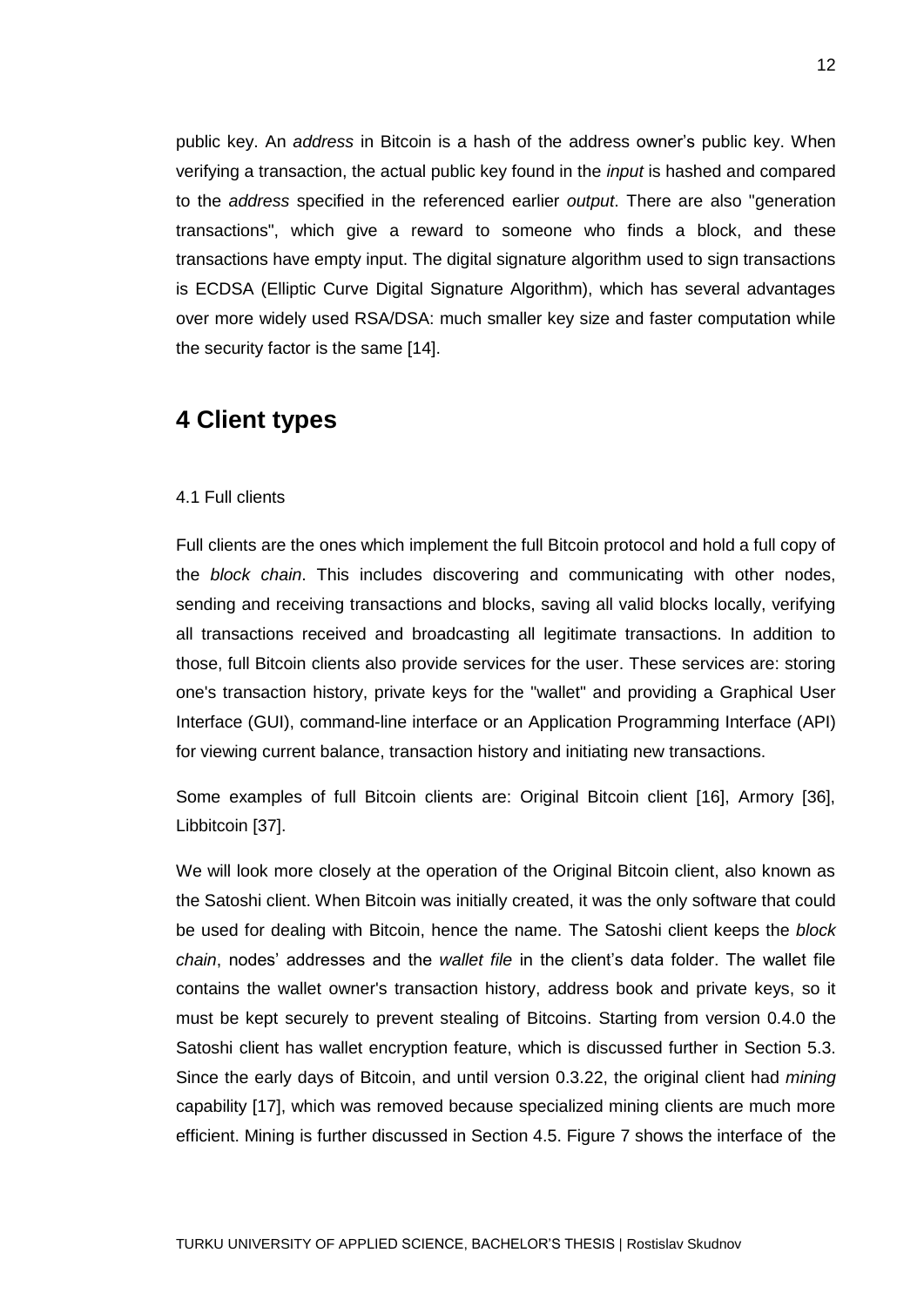public key. An *address* in Bitcoin is a hash of the address owner's public key. When verifying a transaction, the actual public key found in the *input* is hashed and compared to the *address* specified in the referenced earlier *output*. There are also "generation transactions", which give a reward to someone who finds a block, and these transactions have empty input. The digital signature algorithm used to sign transactions is ECDSA (Elliptic Curve Digital Signature Algorithm), which has several advantages over more widely used RSA/DSA: much smaller key size and faster computation while the security factor is the same [14].

# 4 Client types

### 4.1 Full clients

Full clients are the ones which implement the full Bitcoin protocol and hold a full copy of the *block chain*. This includes discovering and communicating with other nodes, sending and receiving transactions and blocks, saving all valid blocks locally, verifying all transactions received and broadcasting all legitimate transactions. In addition to those, full Bitcoin clients also provide services for the user. These services are: storing one's transaction history, private keys for the "wallet" and providing a Graphical User Interface (GUI), command-line interface or an Application Programming Interface (API) for viewing current balance, transaction history and initiating new transactions.

Some examples of full Bitcoin clients are: Original Bitcoin client [16], Armory [36], Libbitcoin [37].

We will look more closely at the operation of the Original Bitcoin client, also known as the Satoshi client. When Bitcoin was initially created, it was the only software that could be used for dealing with Bitcoin, hence the name. The Satoshi client keeps the *block chain*, nodes' addresses and the *wallet file* in the client's data folder. The wallet file contains the wallet owner's transaction history, address book and private keys, so it must be kept securely to prevent stealing of Bitcoins. Starting from version 0.4.0 the Satoshi client has wallet encryption feature, which is discussed further in Section 5.3. Since the early days of Bitcoin, and until version 0.3.22, the original client had *mining* capability [17], which was removed because specialized mining clients are much more efficient. Mining is further discussed in Section 4.5. Figure 7 shows the interface of the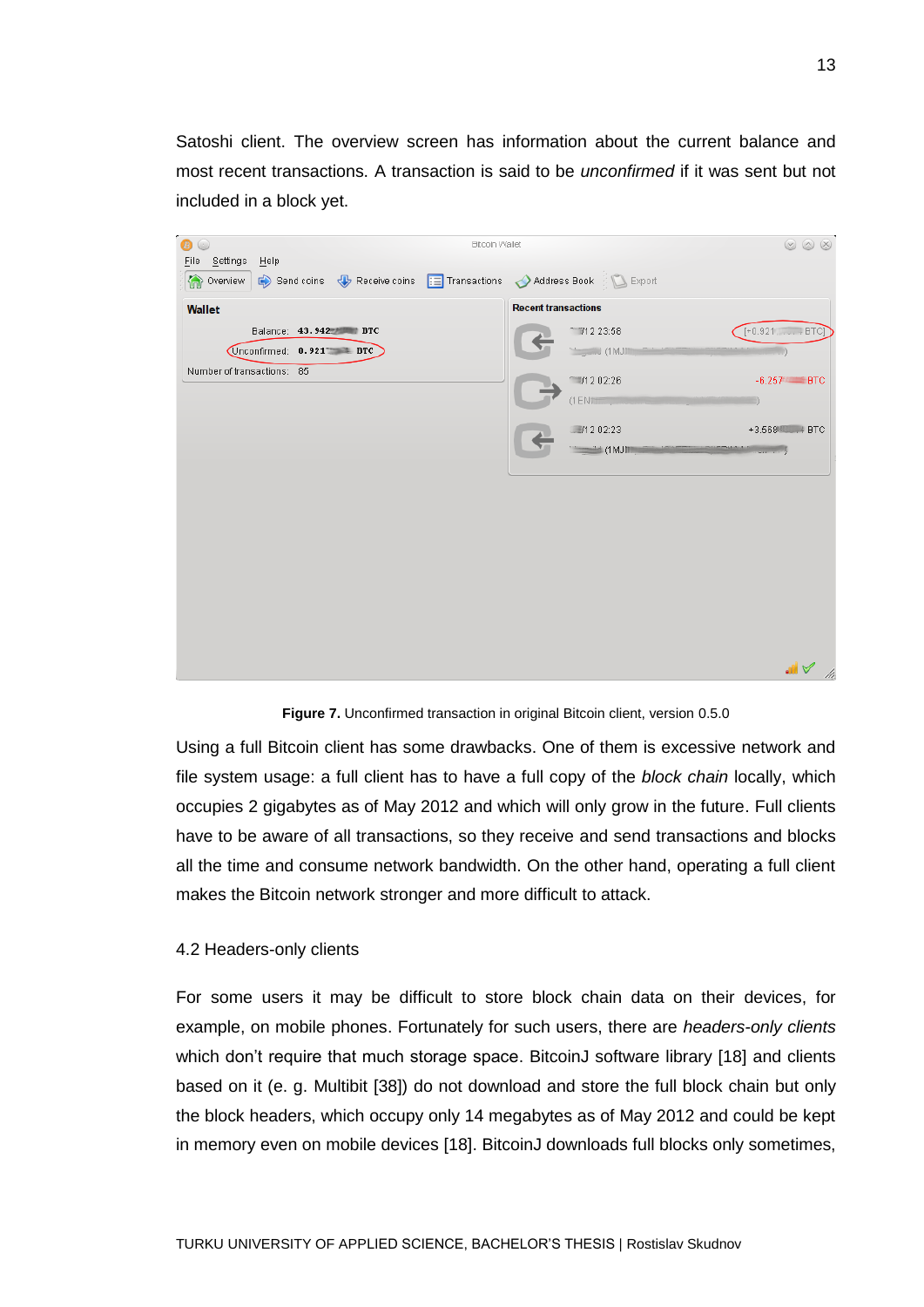Satoshi client. The overview screen has information about the current balance and most recent transactions. A transaction is said to be *unconfirmed* if it was sent but not included in a block yet.

**Figure 7.** Unconfirmed transaction in original Bitcoin client, version 0.5.0

Using a full Bitcoin client has some drawbacks. One of them is excessive network and file system usage: a full client has to have a full copy of the *block chain* locally, which occupies 2 gigabytes as of May 2012 and which will only grow in the future. Full clients have to be aware of all transactions, so they receive and send transactions and blocks all the time and consume network bandwidth. On the other hand, operating a full client makes the Bitcoin network stronger and more difficult to attack.

## 4.2 Headers-only clients

For some users it may be difficult to store block chain data on their devices, for example, on mobile phones. Fortunately for such users, there are *headers-only clients* which don't require that much storage space. BitcoinJ software library [18] and clients based on it (e. g. Multibit [38]) do not download and store the full block chain but only the block headers, which occupy only 14 megabytes as of May 2012 and could be kept in memory even on mobile devices [18]. BitcoinJ downloads full blocks only sometimes,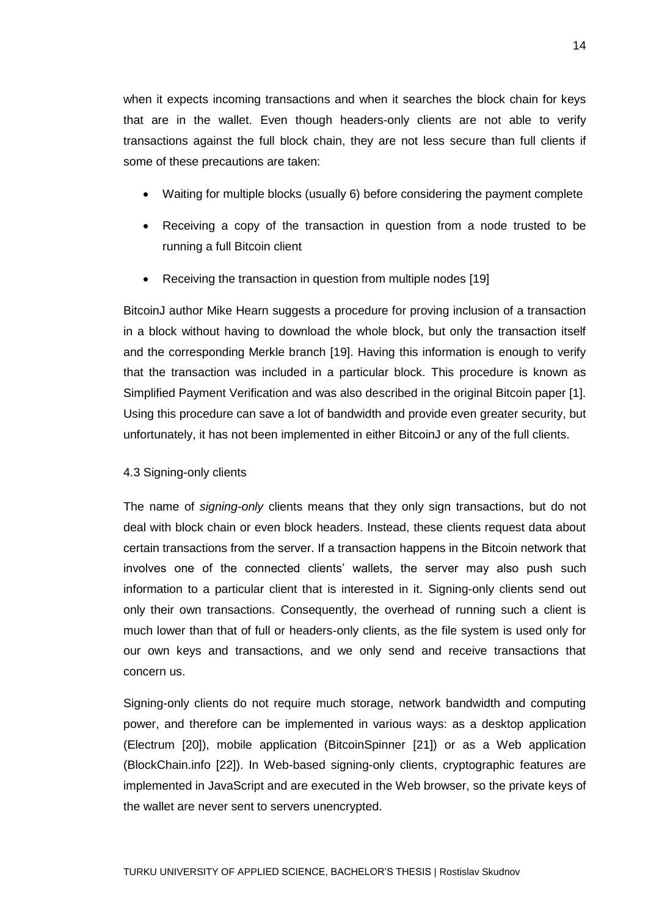when it expects incoming transactions and when it searches the block chain for keys that are in the wallet. Even though headers-only clients are not able to verify transactions against the full block chain, they are not less secure than full clients if some of these precautions are taken:

- Waiting for multiple blocks (usually 6) before considering the payment complete
- Receiving a copy of the transaction in question from a node trusted to be running a full Bitcoin client
- Receiving the transaction in question from multiple nodes [19]

BitcoinJ author Mike Hearn suggests a procedure for proving inclusion of a transaction in a block without having to download the whole block, but only the transaction itself and the corresponding Merkle branch [19]. Having this information is enough to verify that the transaction was included in a particular block. This procedure is known as Simplified Payment Verification and was also described in the original Bitcoin paper [1]. Using this procedure can save a lot of bandwidth and provide even greater security, but unfortunately, it has not been implemented in either BitcoinJ or any of the full clients.

### 4.3 Signing-only clients

The name of *signing-only* clients means that they only sign transactions, but do not deal with block chain or even block headers. Instead, these clients request data about certain transactions from the server. If a transaction happens in the Bitcoin network that involves one of the connected clients' wallets, the server may also push such information to a particular client that is interested in it. Signing-only clients send out only their own transactions. Consequently, the overhead of running such a client is much lower than that of full or headers-only clients, as the file system is used only for our own keys and transactions, and we only send and receive transactions that concern us.

Signing-only clients do not require much storage, network bandwidth and computing power, and therefore can be implemented in various ways: as a desktop application (Electrum [20]), mobile application (BitcoinSpinner [21]) or as a Web application (BlockChain.info [22]). In Web-based signing-only clients, cryptographic features are implemented in JavaScript and are executed in the Web browser, so the private keys of the wallet are never sent to servers unencrypted.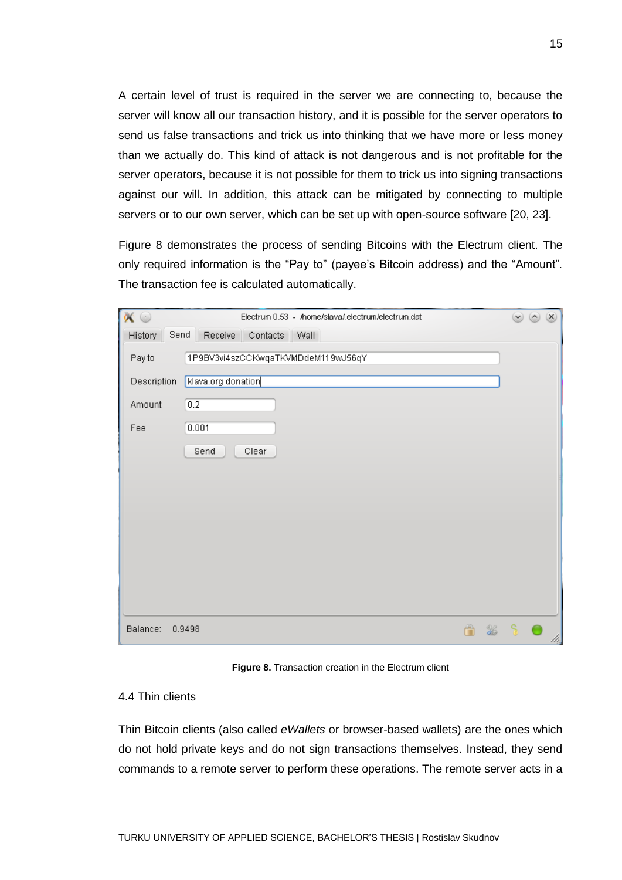A certain level of trust is required in the server we are connecting to, because the server will know all our transaction history, and it is possible for the server operators to send us false transactions and trick us into thinking that we have more or less money than we actually do. This kind of attack is not dangerous and is not profitable for the server operators, because it is not possible for them to trick us into signing transactions against our will. In addition, this attack can be mitigated by connecting to multiple servers or to our own server, which can be set up with open-source software [20, 23].

Figure 8 demonstrates the process of sending Bitcoins with the Electrum client. The only required information is the “Pay to” (payee’s Bitcoin address) and the “Amount”. The transaction fee is calculated automatically.

**Figure 8.** Transaction creation in the Electrum client

### 4.4 Thin clients

Thin Bitcoin clients (also called *eWallets* or browser-based wallets) are the ones which do not hold private keys and do not sign transactions themselves. Instead, they send commands to a remote server to perform these operations. The remote server acts in a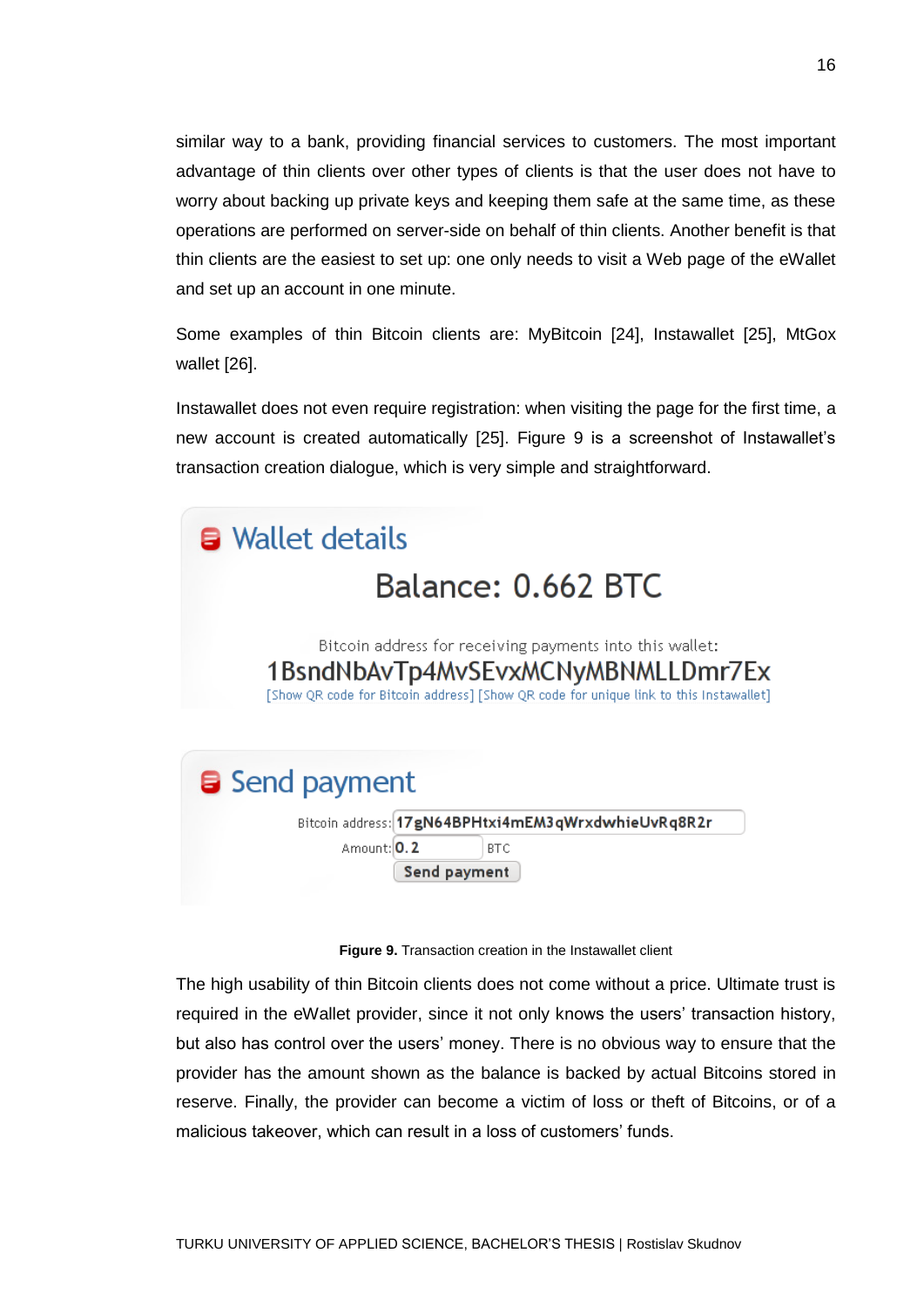similar way to a bank, providing financial services to customers. The most important advantage of thin clients over other types of clients is that the user does not have to worry about backing up private keys and keeping them safe at the same time, as these operations are performed on server-side on behalf of thin clients. Another benefit is that thin clients are the easiest to set up: one only needs to visit a Web page of the eWallet and set up an account in one minute.

Some examples of thin Bitcoin clients are: MyBitcoin [24], Instawallet [25], MtGox wallet [26].

Instawallet does not even require registration: when visiting the page for the first time, a new account is created automatically [25]. Figure 9 is a screenshot of Instawallet's transaction creation dialogue, which is very simple and straightforward.

Wallet details

Balance: 0.662 BTC

Bitcoin address for receiving payments into this wallet:
1BsndNbAvTp4MvSEvxMCNyMBNMLLDmr7Ex
[Show QR code for Bitcoin address] [Show QR code for unique link to this Instawallet]

Send payment

Bitcoin address: 17gN64BPHtxi4mEM3qWrxdwhieUvRq8R2r
Amount: 0.2 BTC
Send payment

**Figure 9.** Transaction creation in the Instawallet client

The high usability of thin Bitcoin clients does not come without a price. Ultimate trust is required in the eWallet provider, since it not only knows the users' transaction history, but also has control over the users' money. There is no obvious way to ensure that the provider has the amount shown as the balance is backed by actual Bitcoins stored in reserve. Finally, the provider can become a victim of loss or theft of Bitcoins, or of a malicious takeover, which can result in a loss of customers' funds.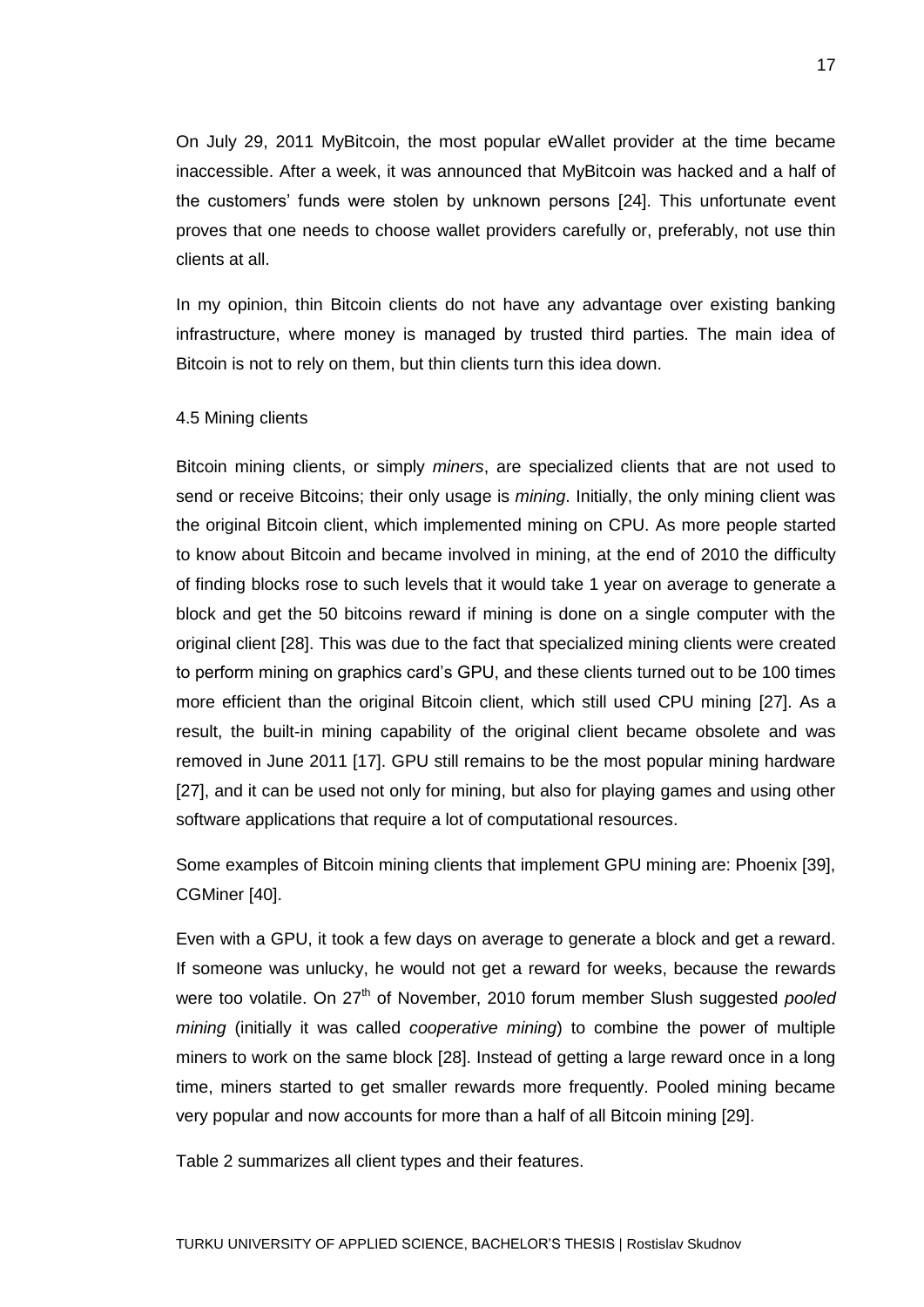On July 29, 2011 MyBitcoin, the most popular eWallet provider at the time became inaccessible. After a week, it was announced that MyBitcoin was hacked and a half of the customers' funds were stolen by unknown persons [24]. This unfortunate event proves that one needs to choose wallet providers carefully or, preferably, not use thin clients at all.

In my opinion, thin Bitcoin clients do not have any advantage over existing banking infrastructure, where money is managed by trusted third parties. The main idea of Bitcoin is not to rely on them, but thin clients turn this idea down.

### 4.5 Mining clients

Bitcoin mining clients, or simply *miners*, are specialized clients that are not used to send or receive Bitcoins; their only usage is *mining*. Initially, the only mining client was the original Bitcoin client, which implemented mining on CPU. As more people started to know about Bitcoin and became involved in mining, at the end of 2010 the difficulty of finding blocks rose to such levels that it would take 1 year on average to generate a block and get the 50 bitcoins reward if mining is done on a single computer with the original client [28]. This was due to the fact that specialized mining clients were created to perform mining on graphics card's GPU, and these clients turned out to be 100 times more efficient than the original Bitcoin client, which still used CPU mining [27]. As a result, the built-in mining capability of the original client became obsolete and was removed in June 2011 [17]. GPU still remains to be the most popular mining hardware [27], and it can be used not only for mining, but also for playing games and using other software applications that require a lot of computational resources.

Some examples of Bitcoin mining clients that implement GPU mining are: Phoenix [39], CGMiner [40].

Even with a GPU, it took a few days on average to generate a block and get a reward. If someone was unlucky, he would not get a reward for weeks, because the rewards were too volatile. On 27th of November, 2010 forum member Slush suggested *pooled mining* (initially it was called *cooperative mining*) to combine the power of multiple miners to work on the same block [28]. Instead of getting a large reward once in a long time, miners started to get smaller rewards more frequently. Pooled mining became very popular and now accounts for more than a half of all Bitcoin mining [29].

Table 2 summarizes all client types and their features.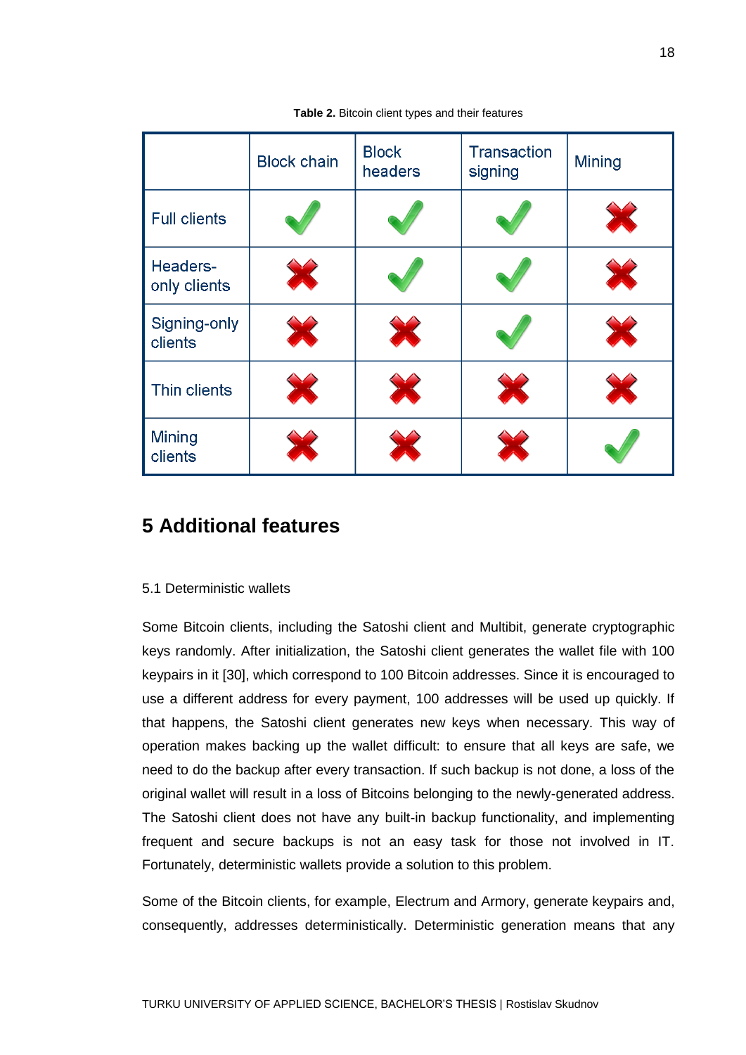**Table 2.** Bitcoin client types and their features

| | Block chain | Block headers | Transaction signing | Mining |
|---|---|---|---|---|
| Full clients | ✔ | ✔ | ✔ | ✘ |
| Headers-only clients | ✘ | ✔ | ✔ | ✘ |
| Signing-only clients | ✘ | ✘ | ✔ | ✘ |
| Thin clients | ✘ | ✘ | ✘ | ✘ |
| Mining clients | ✘ | ✘ | ✘ | ✔ |

# 5 Additional features

## 5.1 Deterministic wallets

Some Bitcoin clients, including the Satoshi client and Multibit, generate cryptographic keys randomly. After initialization, the Satoshi client generates the wallet file with 100 keypairs in it [30], which correspond to 100 Bitcoin addresses. Since it is encouraged to use a different address for every payment, 100 addresses will be used up quickly. If that happens, the Satoshi client generates new keys when necessary. This way of operation makes backing up the wallet difficult: to ensure that all keys are safe, we need to do the backup after every transaction. If such backup is not done, a loss of the original wallet will result in a loss of Bitcoins belonging to the newly-generated address. The Satoshi client does not have any built-in backup functionality, and implementing frequent and secure backups is not an easy task for those not involved in IT. Fortunately, deterministic wallets provide a solution to this problem.

Some of the Bitcoin clients, for example, Electrum and Armory, generate keypairs and, consequently, addresses deterministically. Deterministic generation means that any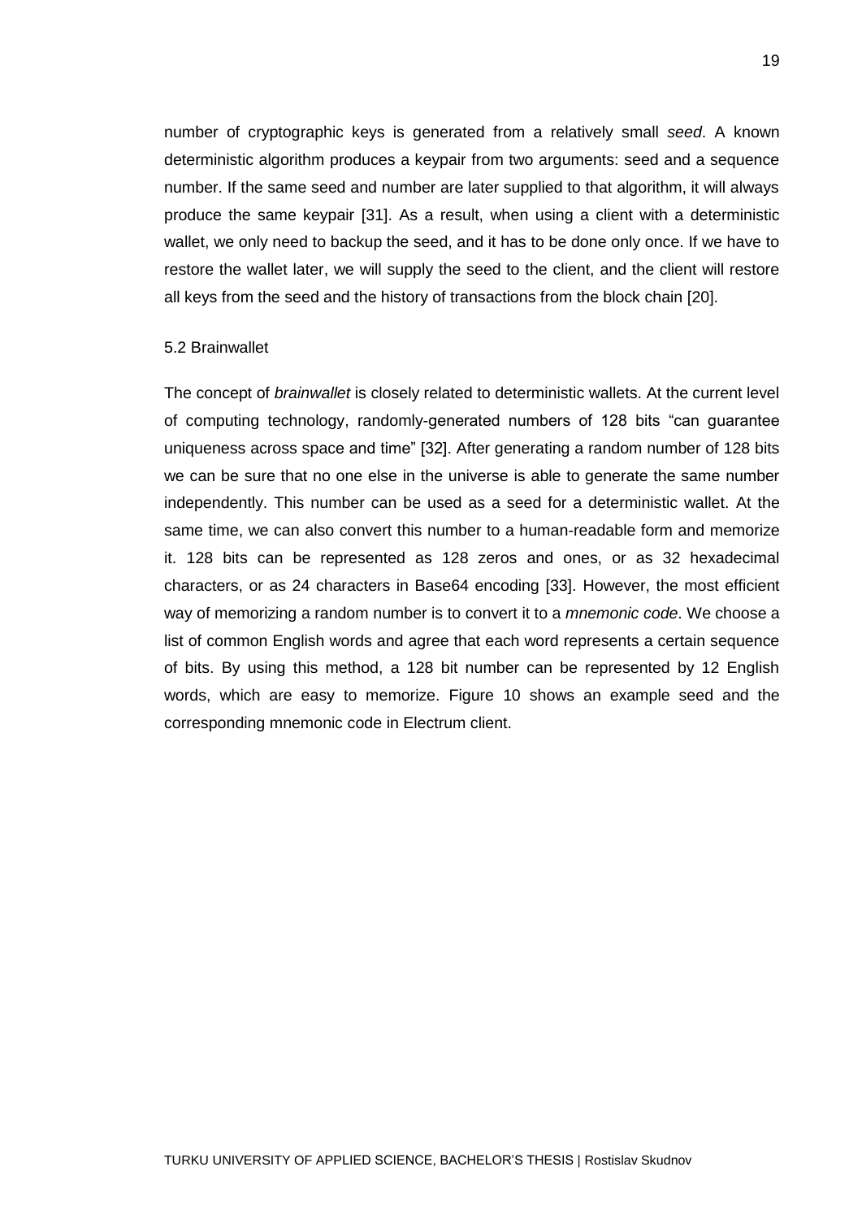number of cryptographic keys is generated from a relatively small *seed*. A known deterministic algorithm produces a keypair from two arguments: seed and a sequence number. If the same seed and number are later supplied to that algorithm, it will always produce the same keypair [31]. As a result, when using a client with a deterministic wallet, we only need to backup the seed, and it has to be done only once. If we have to restore the wallet later, we will supply the seed to the client, and the client will restore all keys from the seed and the history of transactions from the block chain [20].

### 5.2 Brainwallet

The concept of *brainwallet* is closely related to deterministic wallets. At the current level of computing technology, randomly-generated numbers of 128 bits "can guarantee uniqueness across space and time" [32]. After generating a random number of 128 bits we can be sure that no one else in the universe is able to generate the same number independently. This number can be used as a seed for a deterministic wallet. At the same time, we can also convert this number to a human-readable form and memorize it. 128 bits can be represented as 128 zeros and ones, or as 32 hexadecimal characters, or as 24 characters in Base64 encoding [33]. However, the most efficient way of memorizing a random number is to convert it to a *mnemonic code*. We choose a list of common English words and agree that each word represents a certain sequence of bits. By using this method, a 128 bit number can be represented by 12 English words, which are easy to memorize. Figure 10 shows an example seed and the corresponding mnemonic code in Electrum client.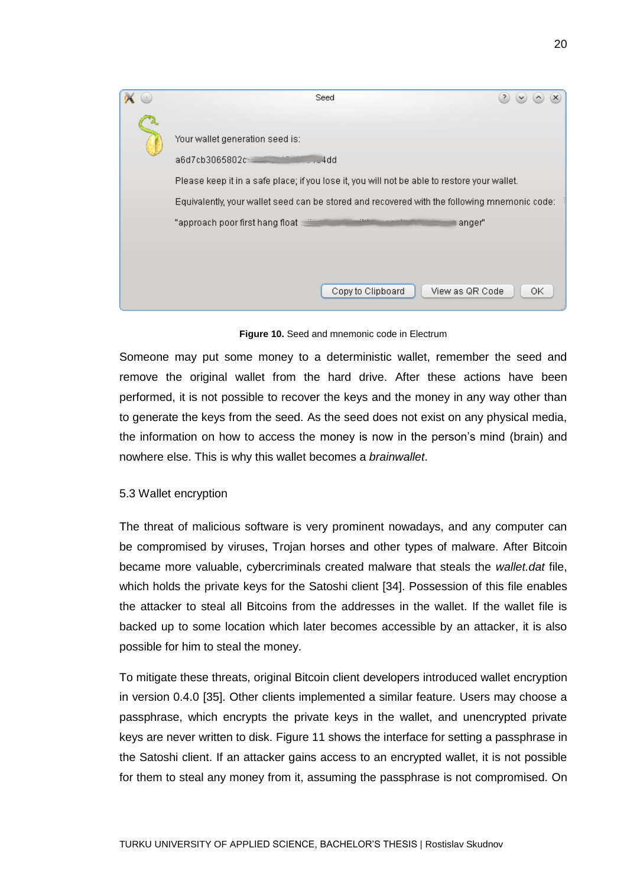**Figure 10.** Seed and mnemonic code in Electrum

Someone may put some money to a deterministic wallet, remember the seed and remove the original wallet from the hard drive. After these actions have been performed, it is not possible to recover the keys and the money in any way other than to generate the keys from the seed. As the seed does not exist on any physical media, the information on how to access the money is now in the person's mind (brain) and nowhere else. This is why this wallet becomes a *brainwallet*.

## 5.3 Wallet encryption

The threat of malicious software is very prominent nowadays, and any computer can be compromised by viruses, Trojan horses and other types of malware. After Bitcoin became more valuable, cybercriminals created malware that steals the *wallet.dat* file, which holds the private keys for the Satoshi client [34]. Possession of this file enables the attacker to steal all Bitcoins from the addresses in the wallet. If the wallet file is backed up to some location which later becomes accessible by an attacker, it is also possible for him to steal the money.

To mitigate these threats, original Bitcoin client developers introduced wallet encryption in version 0.4.0 [35]. Other clients implemented a similar feature. Users may choose a passphrase, which encrypts the private keys in the wallet, and unencrypted private keys are never written to disk. Figure 11 shows the interface for setting a passphrase in the Satoshi client. If an attacker gains access to an encrypted wallet, it is not possible for them to steal any money from it, assuming the passphrase is not compromised. On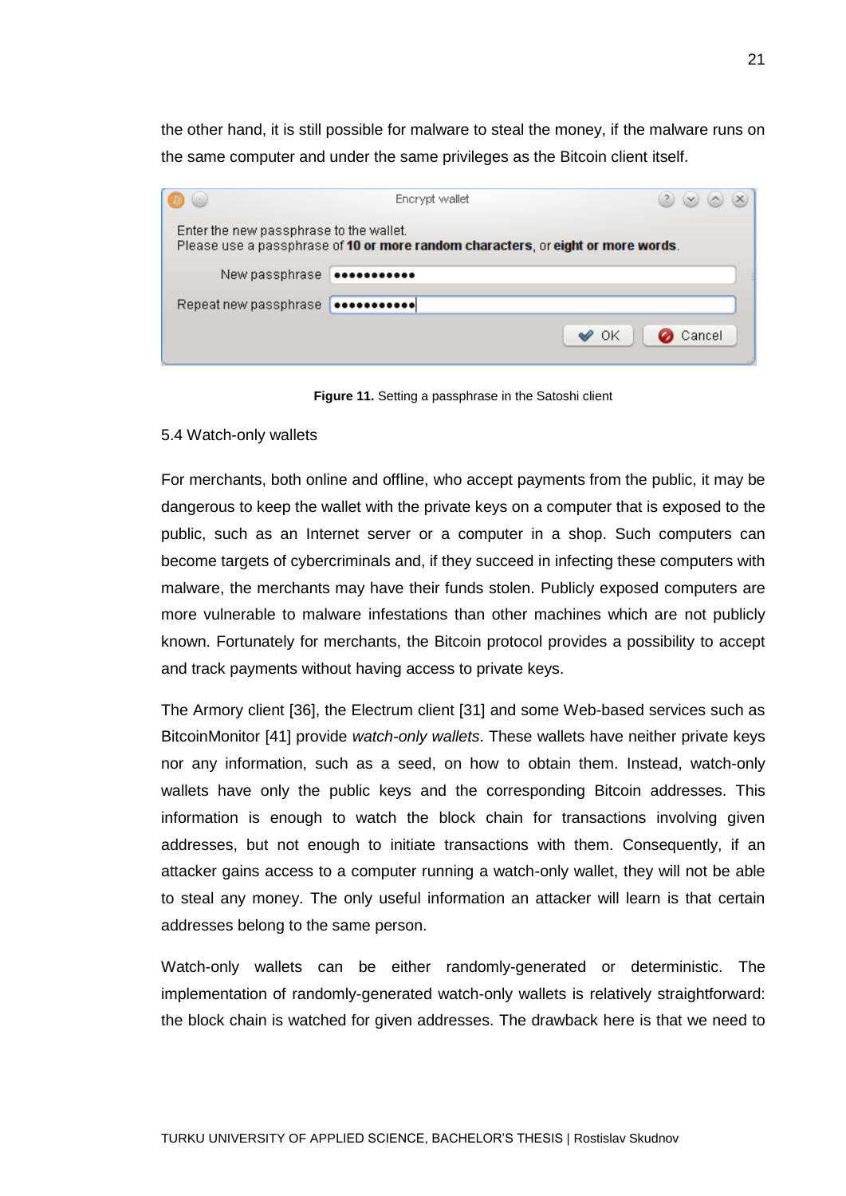the other hand, it is still possible for malware to steal the money, if the malware runs on the same computer and under the same privileges as the Bitcoin client itself.

**Figure 11.** Setting a passphrase in the Satoshi client

## 5.4 Watch-only wallets

For merchants, both online and offline, who accept payments from the public, it may be dangerous to keep the wallet with the private keys on a computer that is exposed to the public, such as an Internet server or a computer in a shop. Such computers can become targets of cybercriminals and, if they succeed in infecting these computers with malware, the merchants may have their funds stolen. Publicly exposed computers are more vulnerable to malware infestations than other machines which are not publicly known. Fortunately for merchants, the Bitcoin protocol provides a possibility to accept and track payments without having access to private keys.

The Armory client [36], the Electrum client [31] and some Web-based services such as BitcoinMonitor [41] provide *watch-only wallets*. These wallets have neither private keys nor any information, such as a seed, on how to obtain them. Instead, watch-only wallets have only the public keys and the corresponding Bitcoin addresses. This information is enough to watch the block chain for transactions involving given addresses, but not enough to initiate transactions with them. Consequently, if an attacker gains access to a computer running a watch-only wallet, they will not be able to steal any money. The only useful information an attacker will learn is that certain addresses belong to the same person.

Watch-only wallets can be either randomly-generated or deterministic. The implementation of randomly-generated watch-only wallets is relatively straightforward: the block chain is watched for given addresses. The drawback here is that we need to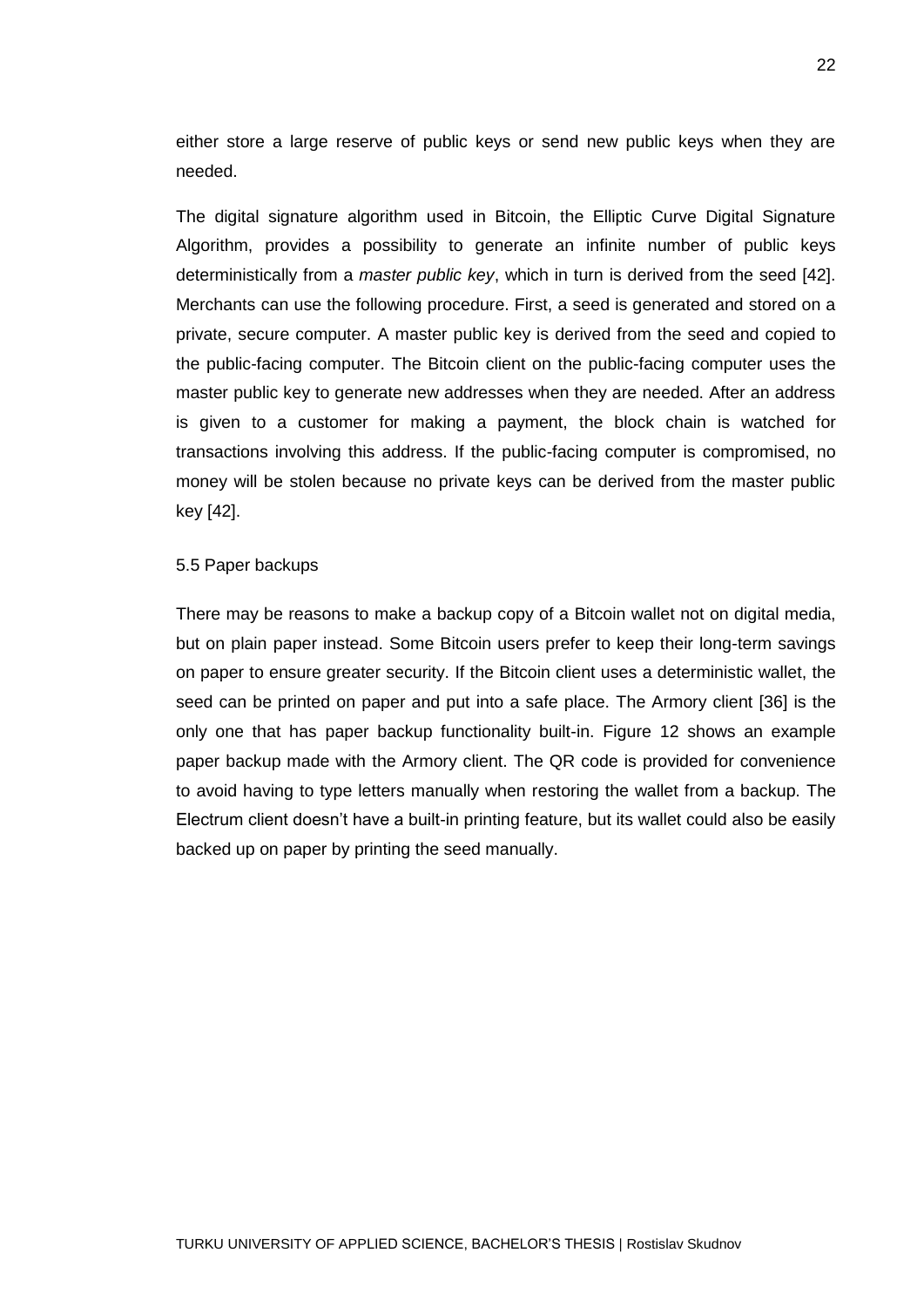either store a large reserve of public keys or send new public keys when they are needed.

The digital signature algorithm used in Bitcoin, the Elliptic Curve Digital Signature Algorithm, provides a possibility to generate an infinite number of public keys deterministically from a *master public key*, which in turn is derived from the seed [42]. Merchants can use the following procedure. First, a seed is generated and stored on a private, secure computer. A master public key is derived from the seed and copied to the public-facing computer. The Bitcoin client on the public-facing computer uses the master public key to generate new addresses when they are needed. After an address is given to a customer for making a payment, the block chain is watched for transactions involving this address. If the public-facing computer is compromised, no money will be stolen because no private keys can be derived from the master public key [42].

### 5.5 Paper backups

There may be reasons to make a backup copy of a Bitcoin wallet not on digital media, but on plain paper instead. Some Bitcoin users prefer to keep their long-term savings on paper to ensure greater security. If the Bitcoin client uses a deterministic wallet, the seed can be printed on paper and put into a safe place. The Armory client [36] is the only one that has paper backup functionality built-in. Figure 12 shows an example paper backup made with the Armory client. The QR code is provided for convenience to avoid having to type letters manually when restoring the wallet from a backup. The Electrum client doesn't have a built-in printing feature, but its wallet could also be easily backed up on paper by printing the seed manually.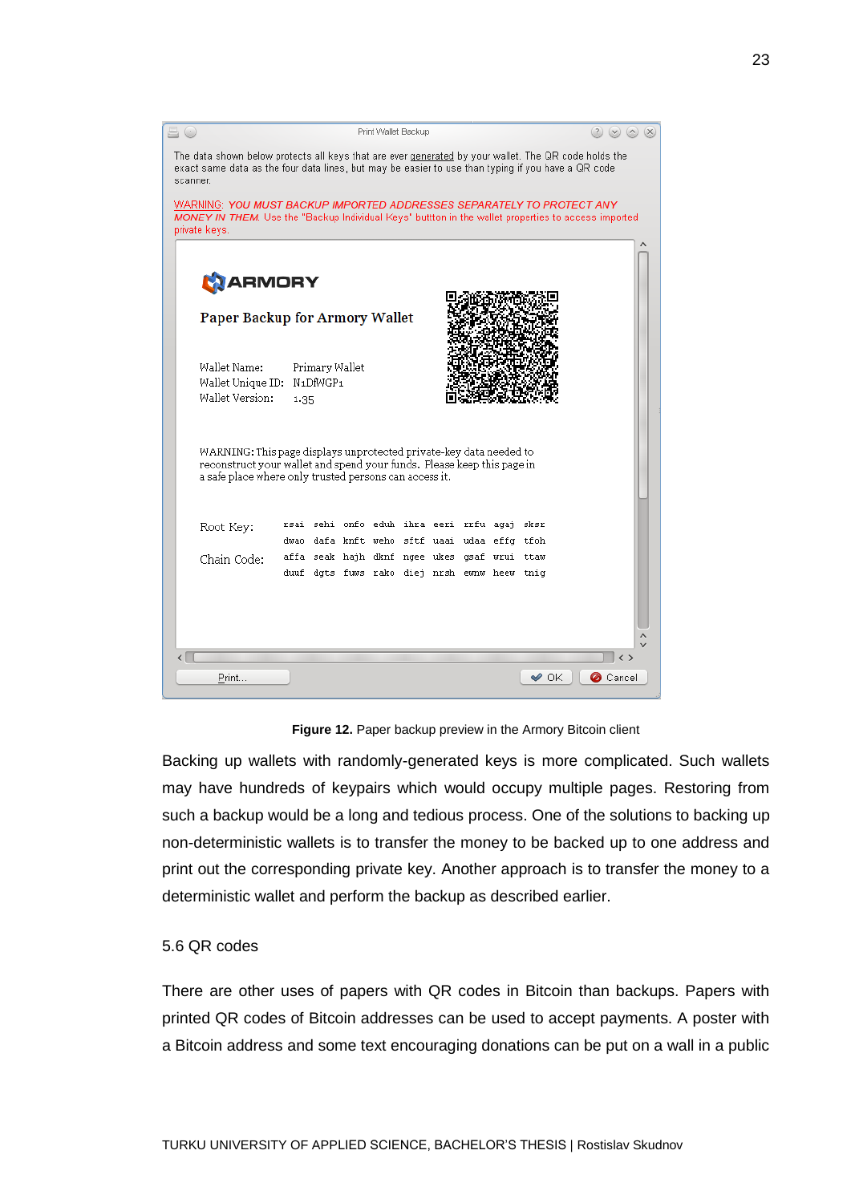**Figure 12.** Paper backup preview in the Armory Bitcoin client

Backing up wallets with randomly-generated keys is more complicated. Such wallets may have hundreds of keypairs which would occupy multiple pages. Restoring from such a backup would be a long and tedious process. One of the solutions to backing up non-deterministic wallets is to transfer the money to be backed up to one address and print out the corresponding private key. Another approach is to transfer the money to a deterministic wallet and perform the backup as described earlier.

## 5.6 QR codes

There are other uses of papers with QR codes in Bitcoin than backups. Papers with printed QR codes of Bitcoin addresses can be used to accept payments. A poster with a Bitcoin address and some text encouraging donations can be put on a wall in a public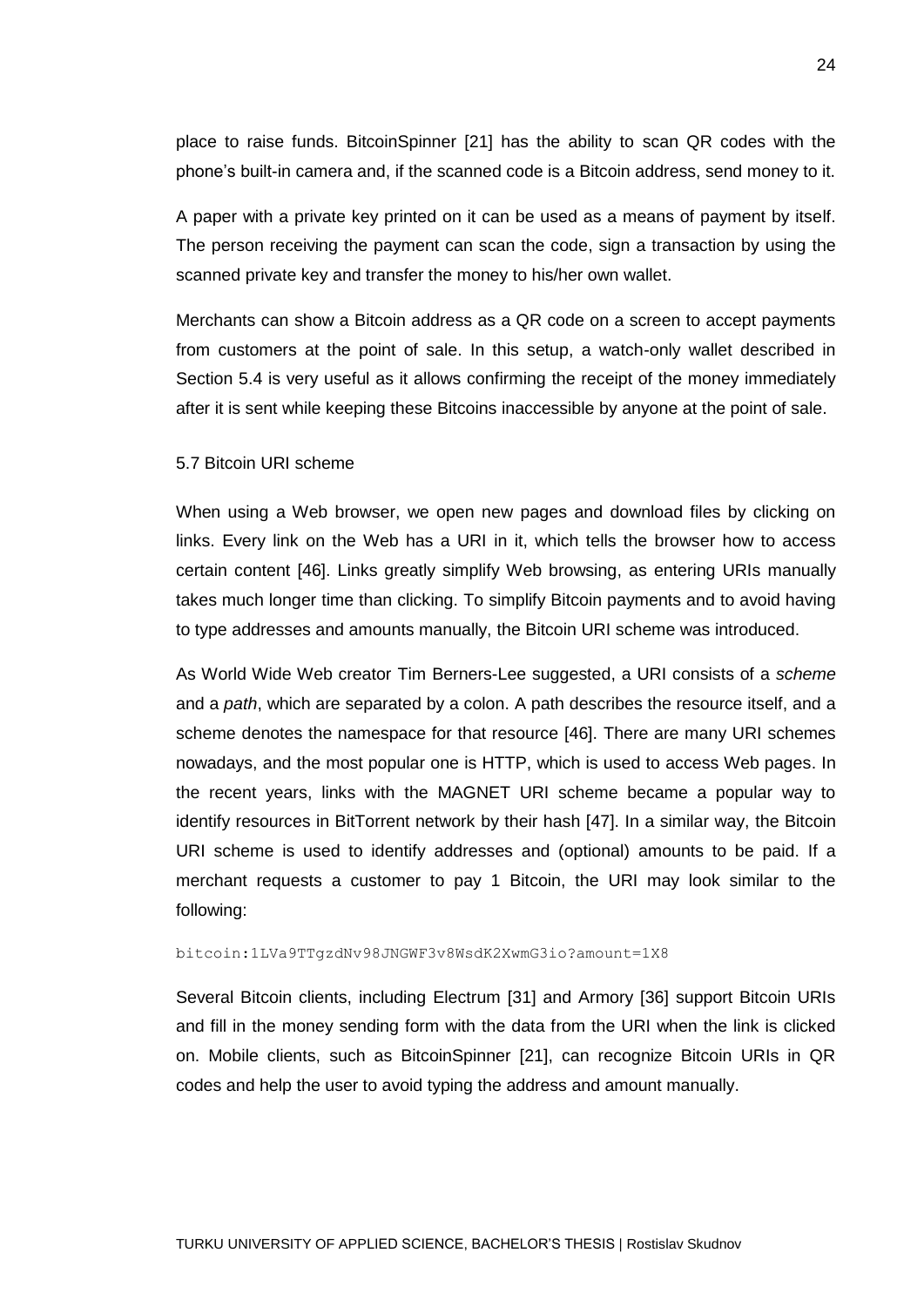place to raise funds. BitcoinSpinner [21] has the ability to scan QR codes with the phone's built-in camera and, if the scanned code is a Bitcoin address, send money to it.

A paper with a private key printed on it can be used as a means of payment by itself. The person receiving the payment can scan the code, sign a transaction by using the scanned private key and transfer the money to his/her own wallet.

Merchants can show a Bitcoin address as a QR code on a screen to accept payments from customers at the point of sale. In this setup, a watch-only wallet described in Section 5.4 is very useful as it allows confirming the receipt of the money immediately after it is sent while keeping these Bitcoins inaccessible by anyone at the point of sale.

### 5.7 Bitcoin URI scheme

When using a Web browser, we open new pages and download files by clicking on links. Every link on the Web has a URI in it, which tells the browser how to access certain content [46]. Links greatly simplify Web browsing, as entering URIs manually takes much longer time than clicking. To simplify Bitcoin payments and to avoid having to type addresses and amounts manually, the Bitcoin URI scheme was introduced.

As World Wide Web creator Tim Berners-Lee suggested, a URI consists of a *scheme* and a *path*, which are separated by a colon. A path describes the resource itself, and a scheme denotes the namespace for that resource [46]. There are many URI schemes nowadays, and the most popular one is HTTP, which is used to access Web pages. In the recent years, links with the MAGNET URI scheme became a popular way to identify resources in BitTorrent network by their hash [47]. In a similar way, the Bitcoin URI scheme is used to identify addresses and (optional) amounts to be paid. If a merchant requests a customer to pay 1 Bitcoin, the URI may look similar to the following:

```
bitcoin:1LVa9TTgzdNv98JNGWF3v8WsdK2XwmG3io?amount=1X8
```

Several Bitcoin clients, including Electrum [31] and Armory [36] support Bitcoin URIs and fill in the money sending form with the data from the URI when the link is clicked on. Mobile clients, such as BitcoinSpinner [21], can recognize Bitcoin URIs in QR codes and help the user to avoid typing the address and amount manually.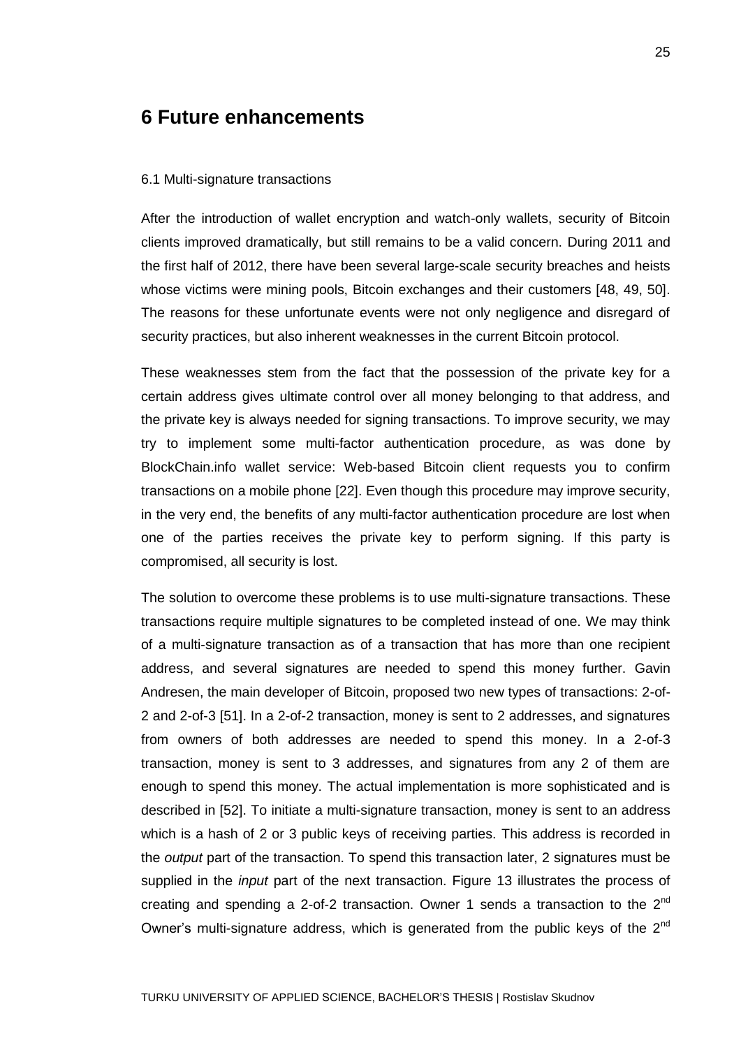# 6 Future enhancements

## 6.1 Multi-signature transactions

After the introduction of wallet encryption and watch-only wallets, security of Bitcoin clients improved dramatically, but still remains to be a valid concern. During 2011 and the first half of 2012, there have been several large-scale security breaches and heists whose victims were mining pools, Bitcoin exchanges and their customers [48, 49, 50]. The reasons for these unfortunate events were not only negligence and disregard of security practices, but also inherent weaknesses in the current Bitcoin protocol.

These weaknesses stem from the fact that the possession of the private key for a certain address gives ultimate control over all money belonging to that address, and the private key is always needed for signing transactions. To improve security, we may try to implement some multi-factor authentication procedure, as was done by BlockChain.info wallet service: Web-based Bitcoin client requests you to confirm transactions on a mobile phone [22]. Even though this procedure may improve security, in the very end, the benefits of any multi-factor authentication procedure are lost when one of the parties receives the private key to perform signing. If this party is compromised, all security is lost.

The solution to overcome these problems is to use multi-signature transactions. These transactions require multiple signatures to be completed instead of one. We may think of a multi-signature transaction as of a transaction that has more than one recipient address, and several signatures are needed to spend this money further. Gavin Andresen, the main developer of Bitcoin, proposed two new types of transactions: 2-of-2 and 2-of-3 [51]. In a 2-of-2 transaction, money is sent to 2 addresses, and signatures from owners of both addresses are needed to spend this money. In a 2-of-3 transaction, money is sent to 3 addresses, and signatures from any 2 of them are enough to spend this money. The actual implementation is more sophisticated and is described in [52]. To initiate a multi-signature transaction, money is sent to an address which is a hash of 2 or 3 public keys of receiving parties. This address is recorded in the *output* part of the transaction. To spend this transaction later, 2 signatures must be supplied in the *input* part of the next transaction. Figure 13 illustrates the process of creating and spending a 2-of-2 transaction. Owner 1 sends a transaction to the 2nd Owner's multi-signature address, which is generated from the public keys of the 2nd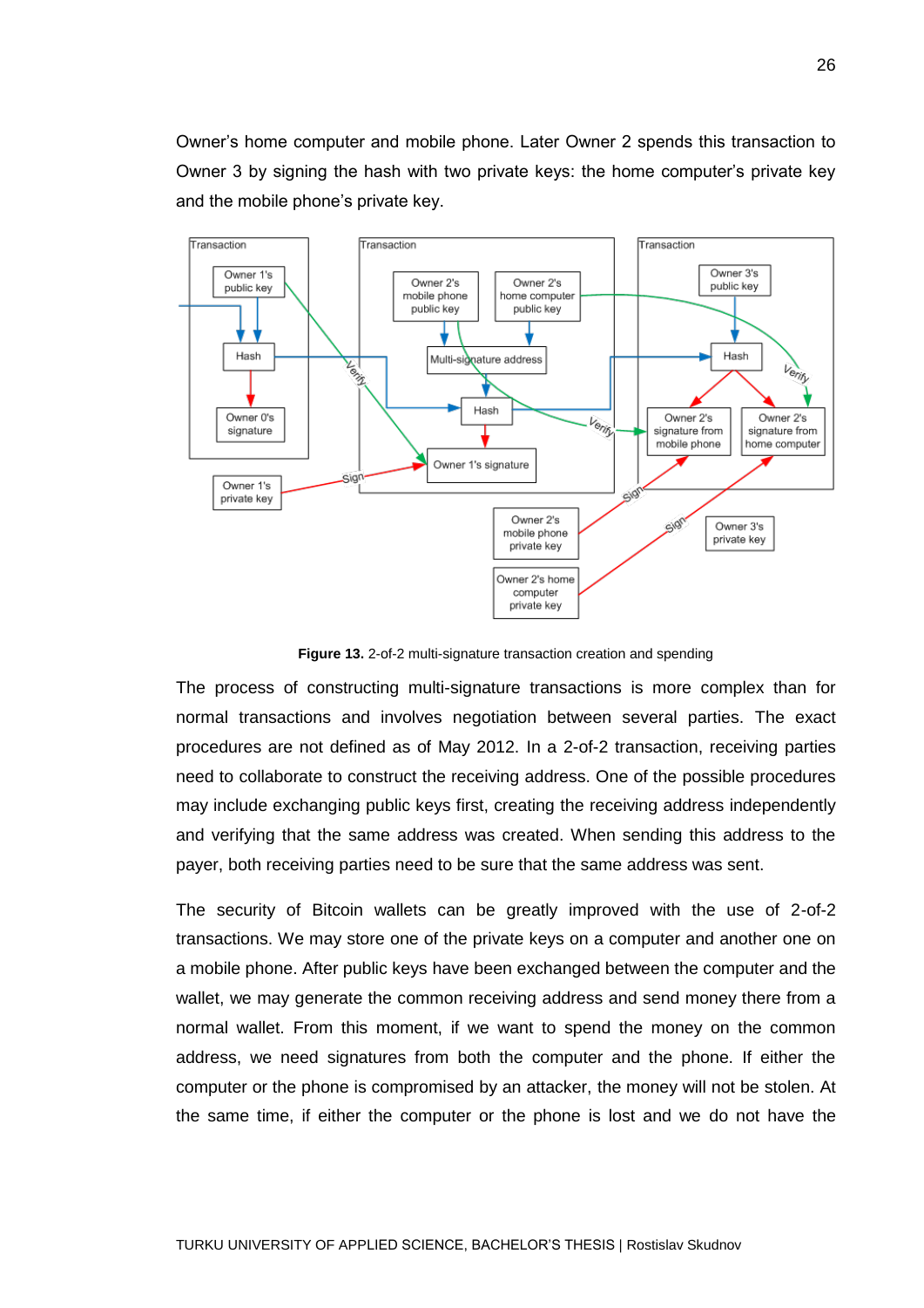Owner's home computer and mobile phone. Later Owner 2 spends this transaction to Owner 3 by signing the hash with two private keys: the home computer's private key and the mobile phone's private key.

**Figure 13.** 2-of-2 multi-signature transaction creation and spending

The process of constructing multi-signature transactions is more complex than for normal transactions and involves negotiation between several parties. The exact procedures are not defined as of May 2012. In a 2-of-2 transaction, receiving parties need to collaborate to construct the receiving address. One of the possible procedures may include exchanging public keys first, creating the receiving address independently and verifying that the same address was created. When sending this address to the payer, both receiving parties need to be sure that the same address was sent.

The security of Bitcoin wallets can be greatly improved with the use of 2-of-2 transactions. We may store one of the private keys on a computer and another one on a mobile phone. After public keys have been exchanged between the computer and the wallet, we may generate the common receiving address and send money there from a normal wallet. From this moment, if we want to spend the money on the common address, we need signatures from both the computer and the phone. If either the computer or the phone is compromised by an attacker, the money will not be stolen. At the same time, if either the computer or the phone is lost and we do not have the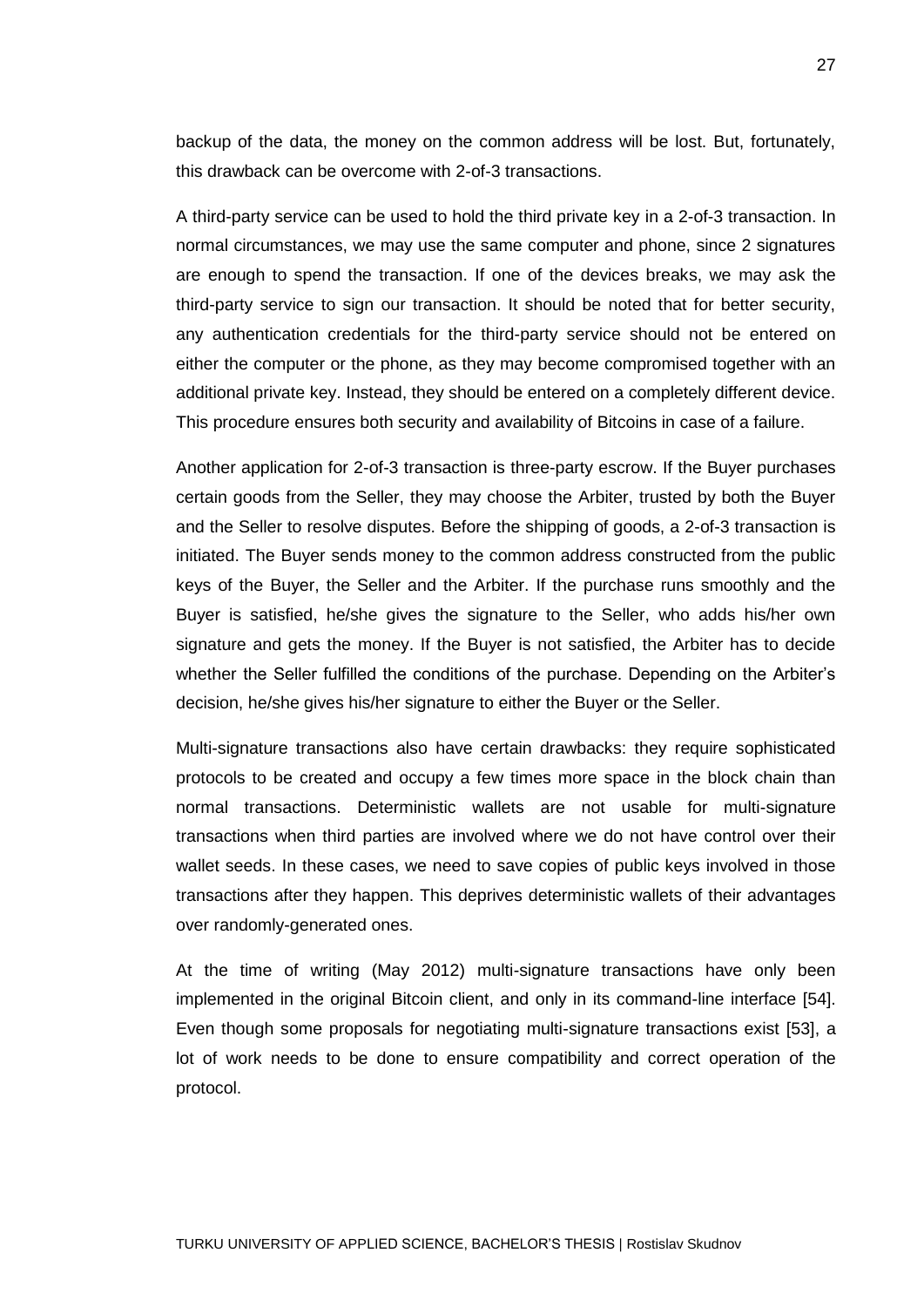backup of the data, the money on the common address will be lost. But, fortunately, this drawback can be overcome with 2-of-3 transactions.

A third-party service can be used to hold the third private key in a 2-of-3 transaction. In normal circumstances, we may use the same computer and phone, since 2 signatures are enough to spend the transaction. If one of the devices breaks, we may ask the third-party service to sign our transaction. It should be noted that for better security, any authentication credentials for the third-party service should not be entered on either the computer or the phone, as they may become compromised together with an additional private key. Instead, they should be entered on a completely different device. This procedure ensures both security and availability of Bitcoins in case of a failure.

Another application for 2-of-3 transaction is three-party escrow. If the Buyer purchases certain goods from the Seller, they may choose the Arbiter, trusted by both the Buyer and the Seller to resolve disputes. Before the shipping of goods, a 2-of-3 transaction is initiated. The Buyer sends money to the common address constructed from the public keys of the Buyer, the Seller and the Arbiter. If the purchase runs smoothly and the Buyer is satisfied, he/she gives the signature to the Seller, who adds his/her own signature and gets the money. If the Buyer is not satisfied, the Arbiter has to decide whether the Seller fulfilled the conditions of the purchase. Depending on the Arbiter's decision, he/she gives his/her signature to either the Buyer or the Seller.

Multi-signature transactions also have certain drawbacks: they require sophisticated protocols to be created and occupy a few times more space in the block chain than normal transactions. Deterministic wallets are not usable for multi-signature transactions when third parties are involved where we do not have control over their wallet seeds. In these cases, we need to save copies of public keys involved in those transactions after they happen. This deprives deterministic wallets of their advantages over randomly-generated ones.

At the time of writing (May 2012) multi-signature transactions have only been implemented in the original Bitcoin client, and only in its command-line interface [54]. Even though some proposals for negotiating multi-signature transactions exist [53], a lot of work needs to be done to ensure compatibility and correct operation of the protocol.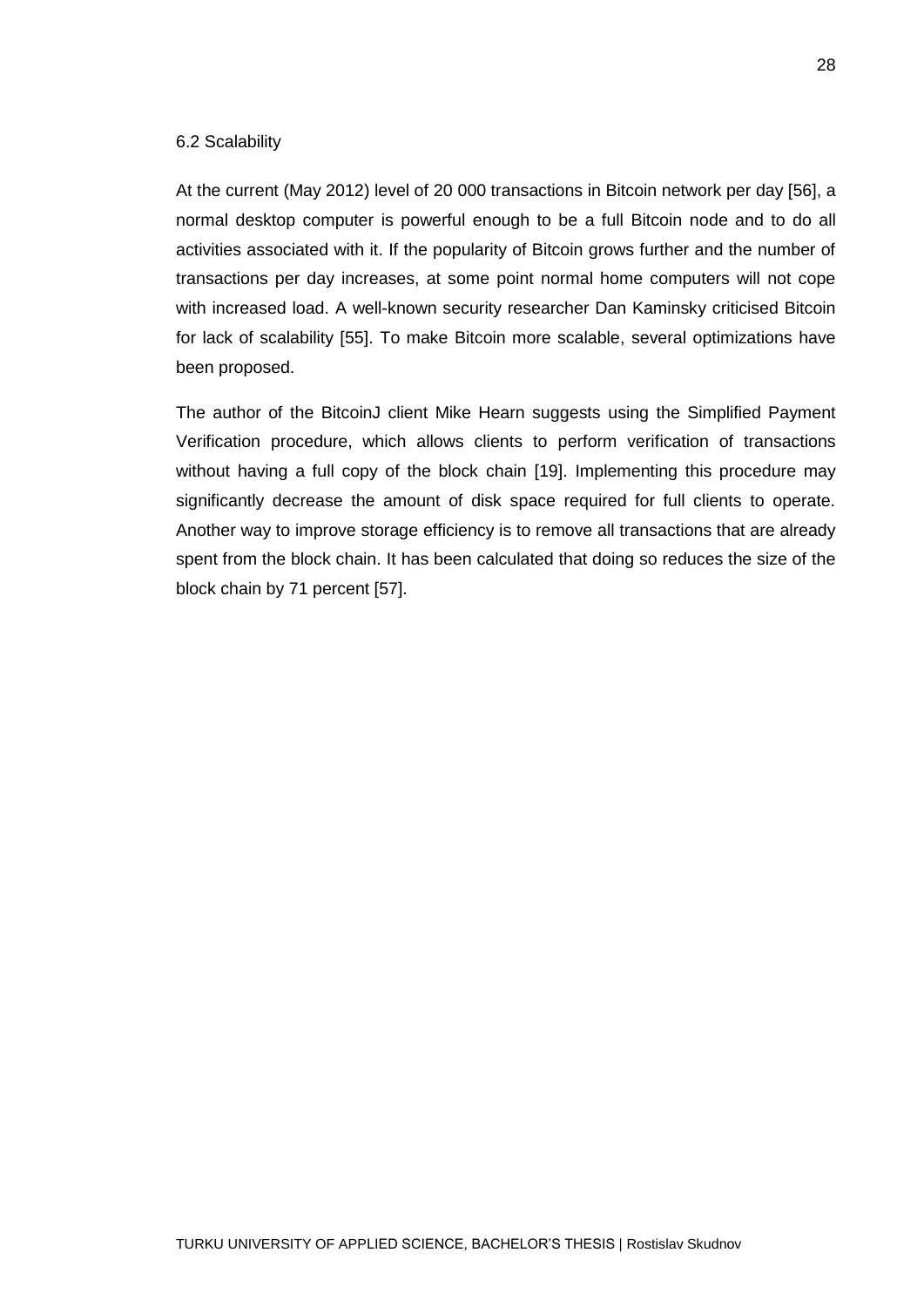## 6.2 Scalability

At the current (May 2012) level of 20 000 transactions in Bitcoin network per day [56], a normal desktop computer is powerful enough to be a full Bitcoin node and to do all activities associated with it. If the popularity of Bitcoin grows further and the number of transactions per day increases, at some point normal home computers will not cope with increased load. A well-known security researcher Dan Kaminsky criticised Bitcoin for lack of scalability [55]. To make Bitcoin more scalable, several optimizations have been proposed.

The author of the BitcoinJ client Mike Hearn suggests using the Simplified Payment Verification procedure, which allows clients to perform verification of transactions without having a full copy of the block chain [19]. Implementing this procedure may significantly decrease the amount of disk space required for full clients to operate. Another way to improve storage efficiency is to remove all transactions that are already spent from the block chain. It has been calculated that doing so reduces the size of the block chain by 71 percent [57].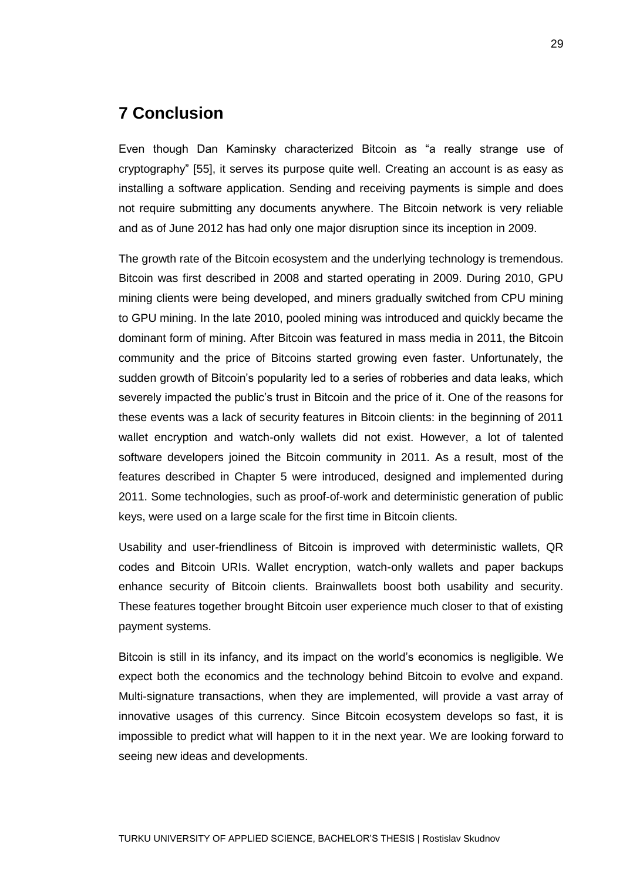# 7 Conclusion

Even though Dan Kaminsky characterized Bitcoin as “a really strange use of cryptography” [55], it serves its purpose quite well. Creating an account is as easy as installing a software application. Sending and receiving payments is simple and does not require submitting any documents anywhere. The Bitcoin network is very reliable and as of June 2012 has had only one major disruption since its inception in 2009.

The growth rate of the Bitcoin ecosystem and the underlying technology is tremendous. Bitcoin was first described in 2008 and started operating in 2009. During 2010, GPU mining clients were being developed, and miners gradually switched from CPU mining to GPU mining. In the late 2010, pooled mining was introduced and quickly became the dominant form of mining. After Bitcoin was featured in mass media in 2011, the Bitcoin community and the price of Bitcoins started growing even faster. Unfortunately, the sudden growth of Bitcoin’s popularity led to a series of robberies and data leaks, which severely impacted the public’s trust in Bitcoin and the price of it. One of the reasons for these events was a lack of security features in Bitcoin clients: in the beginning of 2011 wallet encryption and watch-only wallets did not exist. However, a lot of talented software developers joined the Bitcoin community in 2011. As a result, most of the features described in Chapter 5 were introduced, designed and implemented during 2011. Some technologies, such as proof-of-work and deterministic generation of public keys, were used on a large scale for the first time in Bitcoin clients.

Usability and user-friendliness of Bitcoin is improved with deterministic wallets, QR codes and Bitcoin URIs. Wallet encryption, watch-only wallets and paper backups enhance security of Bitcoin clients. Brainwallets boost both usability and security. These features together brought Bitcoin user experience much closer to that of existing payment systems.

Bitcoin is still in its infancy, and its impact on the world’s economics is negligible. We expect both the economics and the technology behind Bitcoin to evolve and expand. Multi-signature transactions, when they are implemented, will provide a vast array of innovative usages of this currency. Since Bitcoin ecosystem develops so fast, it is impossible to predict what will happen to it in the next year. We are looking forward to seeing new ideas and developments.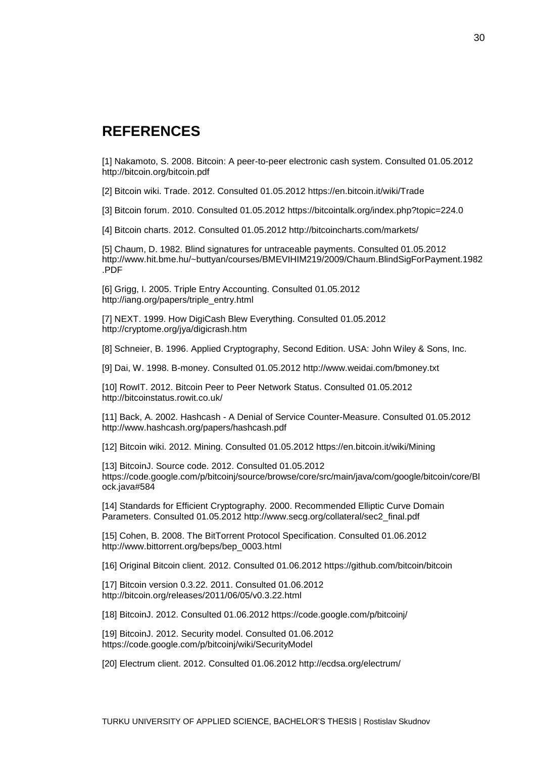# REFERENCES

[1] Nakamoto, S. 2008. Bitcoin: A peer-to-peer electronic cash system. Consulted 01.05.2012 http://bitcoin.org/bitcoin.pdf

[2] Bitcoin wiki. Trade. 2012. Consulted 01.05.2012 https://en.bitcoin.it/wiki/Trade

[3] Bitcoin forum. 2010. Consulted 01.05.2012 https://bitcointalk.org/index.php?topic=224.0

[4] Bitcoin charts. 2012. Consulted 01.05.2012 http://bitcoincharts.com/markets/

[5] Chaum, D. 1982. Blind signatures for untraceable payments. Consulted 01.05.2012 http://www.hit.bme.hu/~buttyan/courses/BMEVIHIM219/2009/Chaum.BlindSigForPayment.1982.PDF

[6] Grigg, I. 2005. Triple Entry Accounting. Consulted 01.05.2012 http://iang.org/papers/triple_entry.html

[7] NEXT. 1999. How DigiCash Blew Everything. Consulted 01.05.2012 http://cryptome.org/jya/digicrash.htm

[8] Schneier, B. 1996. Applied Cryptography, Second Edition. USA: John Wiley & Sons, Inc.

[9] Dai, W. 1998. B-money. Consulted 01.05.2012 http://www.weidai.com/bmoney.txt

[10] RowIT. 2012. Bitcoin Peer to Peer Network Status. Consulted 01.05.2012 http://bitcoinstatus.rowit.co.uk/

[11] Back, A. 2002. Hashcash - A Denial of Service Counter-Measure. Consulted 01.05.2012 http://www.hashcash.org/papers/hashcash.pdf

[12] Bitcoin wiki. 2012. Mining. Consulted 01.05.2012 https://en.bitcoin.it/wiki/Mining

[13] BitcoinJ. Source code. 2012. Consulted 01.05.2012 https://code.google.com/p/bitcoinj/source/browse/core/src/main/java/com/google/bitcoin/core/Block.java#584

[14] Standards for Efficient Cryptography. 2000. Recommended Elliptic Curve Domain Parameters. Consulted 01.05.2012 http://www.secg.org/collateral/sec2_final.pdf

[15] Cohen, B. 2008. The BitTorrent Protocol Specification. Consulted 01.06.2012 http://www.bittorrent.org/beps/bep_0003.html

[16] Original Bitcoin client. 2012. Consulted 01.06.2012 https://github.com/bitcoin/bitcoin

[17] Bitcoin version 0.3.22. 2011. Consulted 01.06.2012 http://bitcoin.org/releases/2011/06/05/v0.3.22.html

[18] BitcoinJ. 2012. Consulted 01.06.2012 https://code.google.com/p/bitcoinj/

[19] BitcoinJ. 2012. Security model. Consulted 01.06.2012 https://code.google.com/p/bitcoinj/wiki/SecurityModel

[20] Electrum client. 2012. Consulted 01.06.2012 http://ecdsa.org/electrum/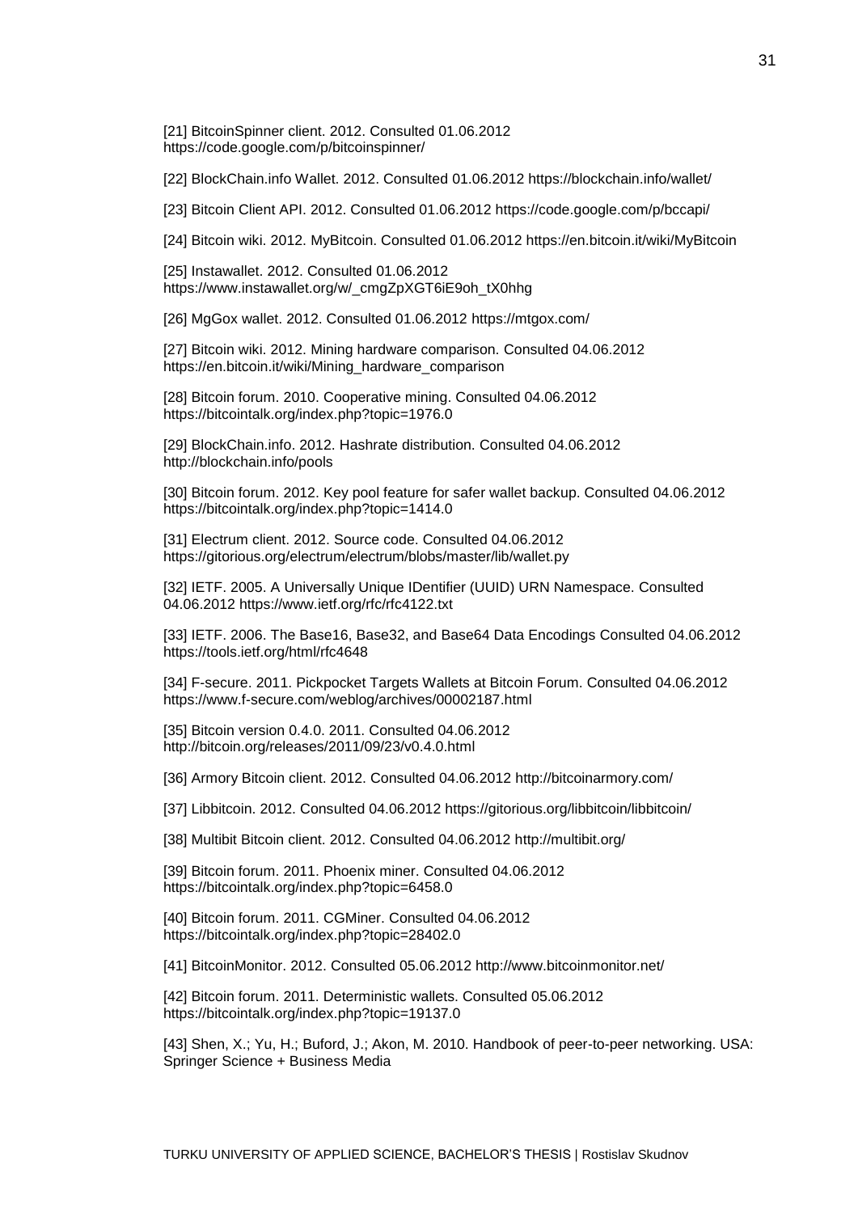[21] BitcoinSpinner client. 2012. Consulted 01.06.2012 https://code.google.com/p/bitcoinspinner/

[22] BlockChain.info Wallet. 2012. Consulted 01.06.2012 https://blockchain.info/wallet/

[23] Bitcoin Client API. 2012. Consulted 01.06.2012 https://code.google.com/p/bccapi/

[24] Bitcoin wiki. 2012. MyBitcoin. Consulted 01.06.2012 https://en.bitcoin.it/wiki/MyBitcoin

[25] Instawallet. 2012. Consulted 01.06.2012 https://www.instawallet.org/w/_cmgZpXGT6iE9oh_tX0hhg

[26] MgGox wallet. 2012. Consulted 01.06.2012 https://mtgox.com/

[27] Bitcoin wiki. 2012. Mining hardware comparison. Consulted 04.06.2012 https://en.bitcoin.it/wiki/Mining_hardware_comparison

[28] Bitcoin forum. 2010. Cooperative mining. Consulted 04.06.2012 https://bitcointalk.org/index.php?topic=1976.0

[29] BlockChain.info. 2012. Hashrate distribution. Consulted 04.06.2012 http://blockchain.info/pools

[30] Bitcoin forum. 2012. Key pool feature for safer wallet backup. Consulted 04.06.2012 https://bitcointalk.org/index.php?topic=1414.0

[31] Electrum client. 2012. Source code. Consulted 04.06.2012 https://gitorious.org/electrum/electrum/blobs/master/lib/wallet.py

[32] IETF. 2005. A Universally Unique IDentifier (UUID) URN Namespace. Consulted 04.06.2012 https://www.ietf.org/rfc/rfc4122.txt

[33] IETF. 2006. The Base16, Base32, and Base64 Data Encodings Consulted 04.06.2012 https://tools.ietf.org/html/rfc4648

[34] F-secure. 2011. Pickpocket Targets Wallets at Bitcoin Forum. Consulted 04.06.2012 https://www.f-secure.com/weblog/archives/00002187.html

[35] Bitcoin version 0.4.0. 2011. Consulted 04.06.2012 http://bitcoin.org/releases/2011/09/23/v0.4.0.html

[36] Armory Bitcoin client. 2012. Consulted 04.06.2012 http://bitcoinarmory.com/

[37] Libbitcoin. 2012. Consulted 04.06.2012 https://gitorious.org/libbitcoin/libbitcoin/

[38] Multibit Bitcoin client. 2012. Consulted 04.06.2012 http://multibit.org/

[39] Bitcoin forum. 2011. Phoenix miner. Consulted 04.06.2012 https://bitcointalk.org/index.php?topic=6458.0

[40] Bitcoin forum. 2011. CGMiner. Consulted 04.06.2012 https://bitcointalk.org/index.php?topic=28402.0

[41] BitcoinMonitor. 2012. Consulted 05.06.2012 http://www.bitcoinmonitor.net/

[42] Bitcoin forum. 2011. Deterministic wallets. Consulted 05.06.2012 https://bitcointalk.org/index.php?topic=19137.0

[43] Shen, X.; Yu, H.; Buford, J.; Akon, M. 2010. Handbook of peer-to-peer networking. USA: Springer Science + Business Media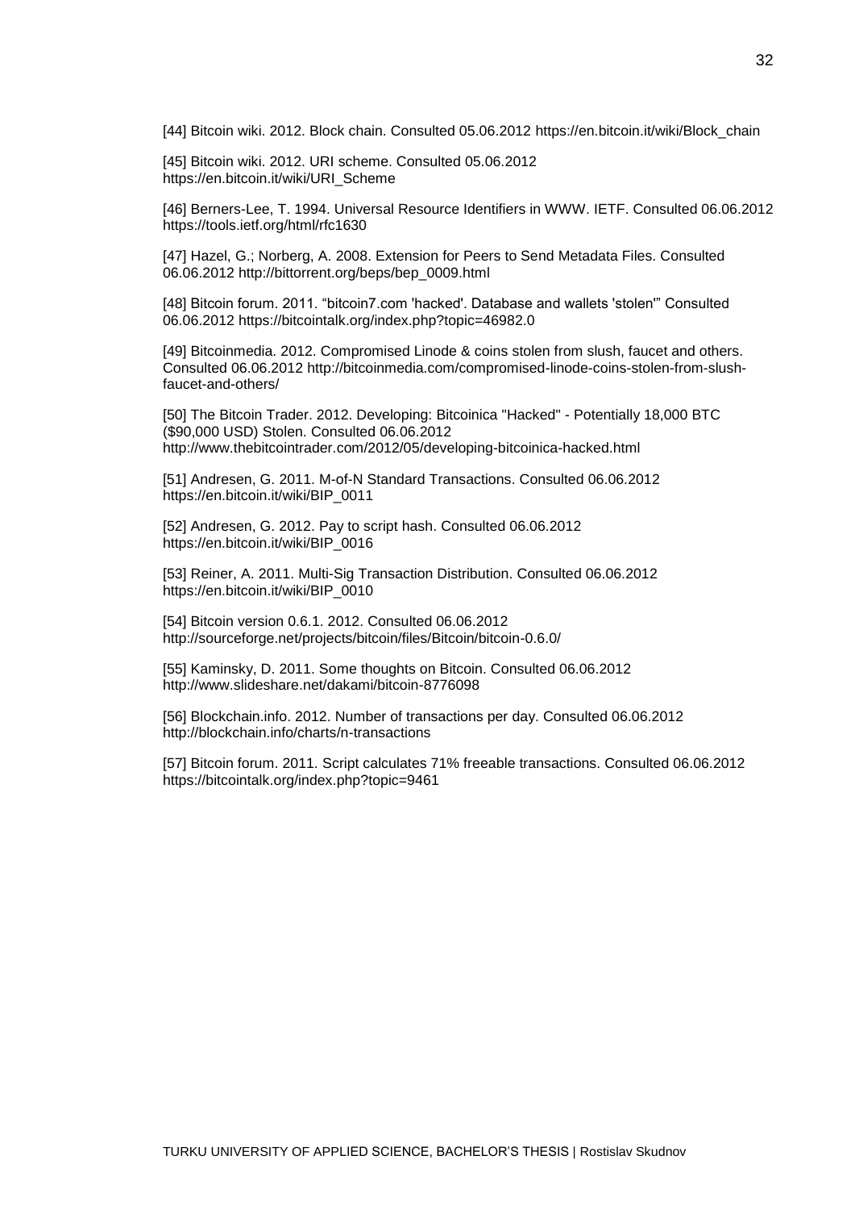[44] Bitcoin wiki. 2012. Block chain. Consulted 05.06.2012 https://en.bitcoin.it/wiki/Block_chain

[45] Bitcoin wiki. 2012. URI scheme. Consulted 05.06.2012 https://en.bitcoin.it/wiki/URI_Scheme

[46] Berners-Lee, T. 1994. Universal Resource Identifiers in WWW. IETF. Consulted 06.06.2012 https://tools.ietf.org/html/rfc1630

[47] Hazel, G.; Norberg, A. 2008. Extension for Peers to Send Metadata Files. Consulted 06.06.2012 http://bittorrent.org/beps/bep_0009.html

[48] Bitcoin forum. 2011. "bitcoin7.com 'hacked'. Database and wallets 'stolen'" Consulted 06.06.2012 https://bitcointalk.org/index.php?topic=46982.0

[49] Bitcoinmedia. 2012. Compromised Linode & coins stolen from slush, faucet and others. Consulted 06.06.2012 http://bitcoinmedia.com/compromised-linode-coins-stolen-from-slush-faucet-and-others/

[50] The Bitcoin Trader. 2012. Developing: Bitcoinica "Hacked" - Potentially 18,000 BTC ($90,000 USD) Stolen. Consulted 06.06.2012 http://www.thebitcointrader.com/2012/05/developing-bitcoinica-hacked.html

[51] Andresen, G. 2011. M-of-N Standard Transactions. Consulted 06.06.2012 https://en.bitcoin.it/wiki/BIP_0011

[52] Andresen, G. 2012. Pay to script hash. Consulted 06.06.2012 https://en.bitcoin.it/wiki/BIP_0016

[53] Reiner, A. 2011. Multi-Sig Transaction Distribution. Consulted 06.06.2012 https://en.bitcoin.it/wiki/BIP_0010

[54] Bitcoin version 0.6.1. 2012. Consulted 06.06.2012 http://sourceforge.net/projects/bitcoin/files/Bitcoin/bitcoin-0.6.0/

[55] Kaminsky, D. 2011. Some thoughts on Bitcoin. Consulted 06.06.2012 http://www.slideshare.net/dakami/bitcoin-8776098

[56] Blockchain.info. 2012. Number of transactions per day. Consulted 06.06.2012 http://blockchain.info/charts/n-transactions

[57] Bitcoin forum. 2011. Script calculates 71% freeable transactions. Consulted 06.06.2012 https://bitcointalk.org/index.php?topic=9461